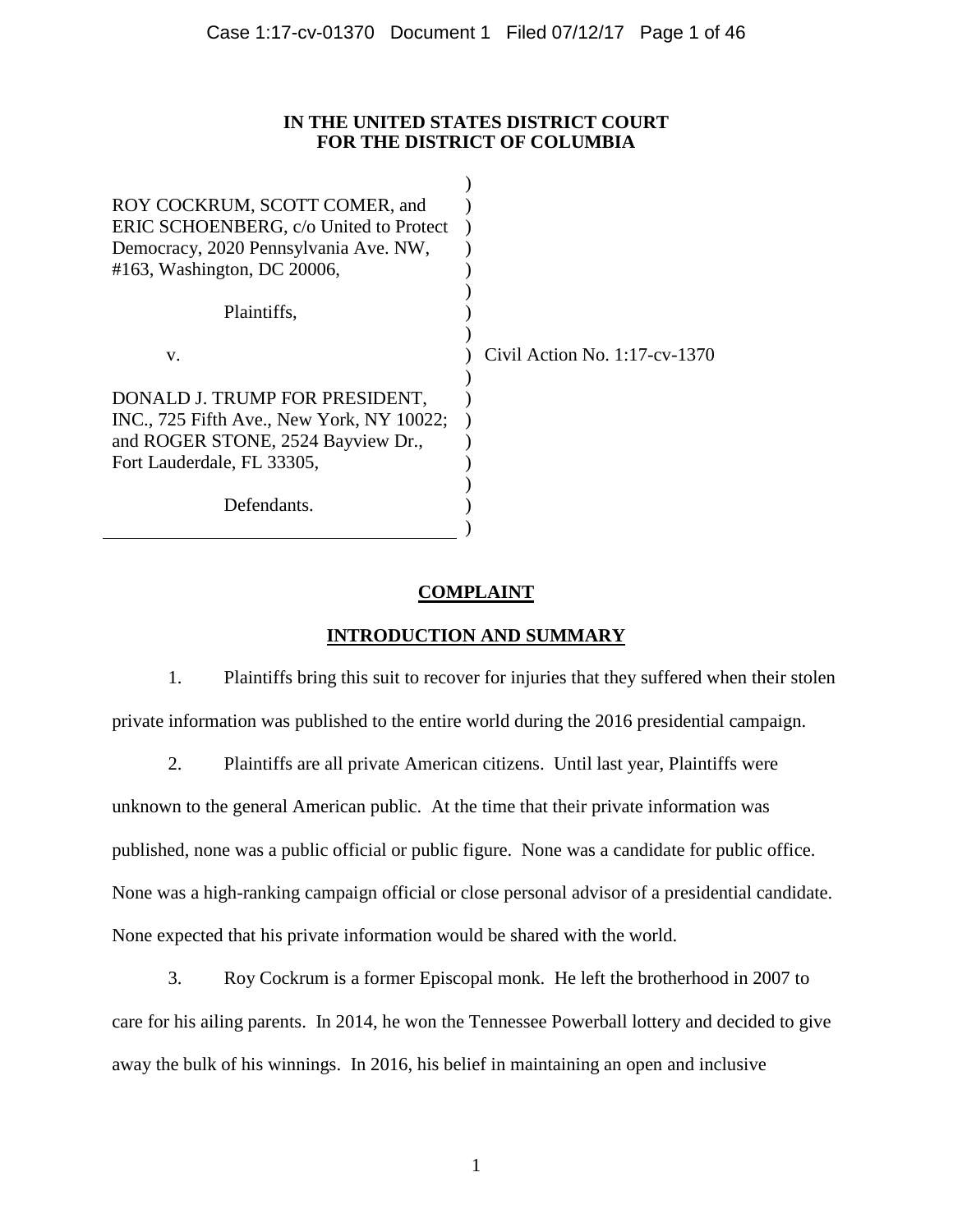**IN THE UNITED STATES DISTRICT COURT**
**FOR THE DISTRICT OF COLUMBIA**

ROY COCKRUM, SCOTT COMER, and ERIC SCHOENBERG, c/o United to Protect Democracy, 2020 Pennsylvania Ave. NW, #163, Washington, DC 20006,

Plaintiffs,

v.

DONALD J. TRUMP FOR PRESIDENT, INC., 725 Fifth Ave., New York, NY 10022; and ROGER STONE, 2524 Bayview Dr., Fort Lauderdale, FL 33305,

Defendants.

Civil Action No. 1:17-cv-1370

# COMPLAINT

## INTRODUCTION AND SUMMARY

1. Plaintiffs bring this suit to recover for injuries that they suffered when their stolen private information was published to the entire world during the 2016 presidential campaign.

2. Plaintiffs are all private American citizens. Until last year, Plaintiffs were unknown to the general American public. At the time that their private information was published, none was a public official or public figure. None was a candidate for public office. None was a high-ranking campaign official or close personal advisor of a presidential candidate. None expected that his private information would be shared with the world.

3. Roy Cockrum is a former Episcopal monk. He left the brotherhood in 2007 to care for his ailing parents. In 2014, he won the Tennessee Powerball lottery and decided to give away the bulk of his winnings. In 2016, his belief in maintaining an open and inclusive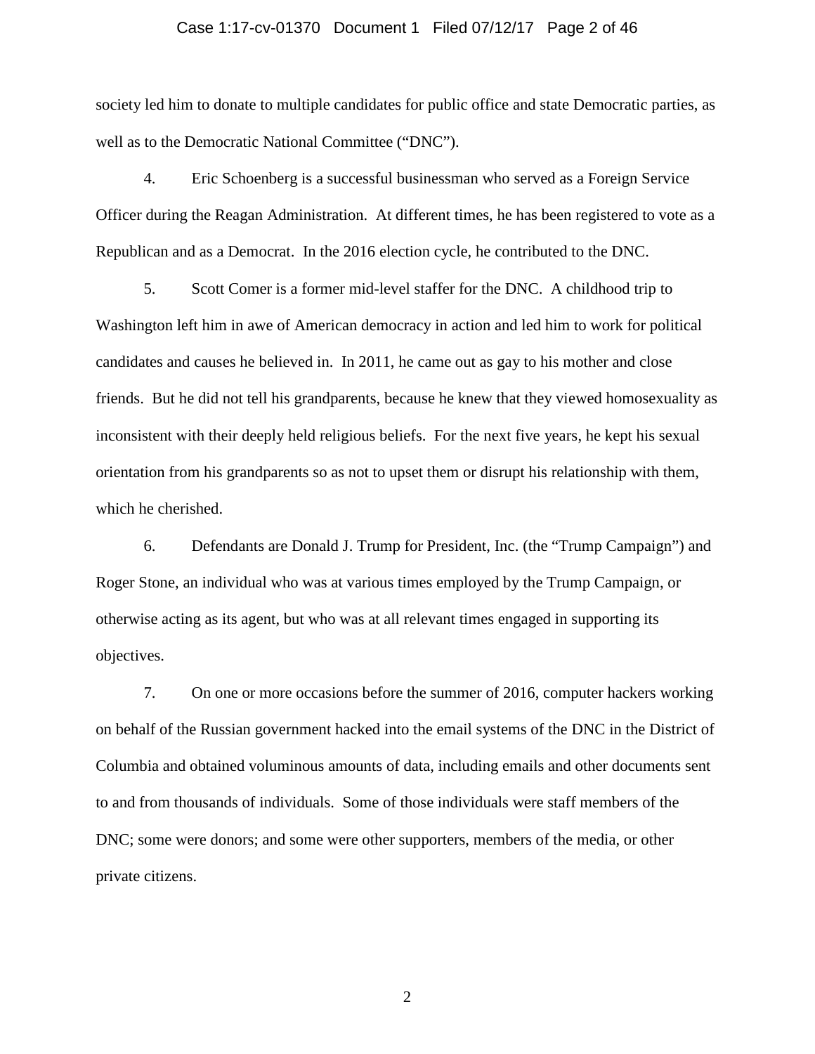society led him to donate to multiple candidates for public office and state Democratic parties, as well as to the Democratic National Committee ("DNC").

4. Eric Schoenberg is a successful businessman who served as a Foreign Service Officer during the Reagan Administration. At different times, he has been registered to vote as a Republican and as a Democrat. In the 2016 election cycle, he contributed to the DNC.

5. Scott Comer is a former mid-level staffer for the DNC. A childhood trip to Washington left him in awe of American democracy in action and led him to work for political candidates and causes he believed in. In 2011, he came out as gay to his mother and close friends. But he did not tell his grandparents, because he knew that they viewed homosexuality as inconsistent with their deeply held religious beliefs. For the next five years, he kept his sexual orientation from his grandparents so as not to upset them or disrupt his relationship with them, which he cherished.

6. Defendants are Donald J. Trump for President, Inc. (the "Trump Campaign") and Roger Stone, an individual who was at various times employed by the Trump Campaign, or otherwise acting as its agent, but who was at all relevant times engaged in supporting its objectives.

7. On one or more occasions before the summer of 2016, computer hackers working on behalf of the Russian government hacked into the email systems of the DNC in the District of Columbia and obtained voluminous amounts of data, including emails and other documents sent to and from thousands of individuals. Some of those individuals were staff members of the DNC; some were donors; and some were other supporters, members of the media, or other private citizens.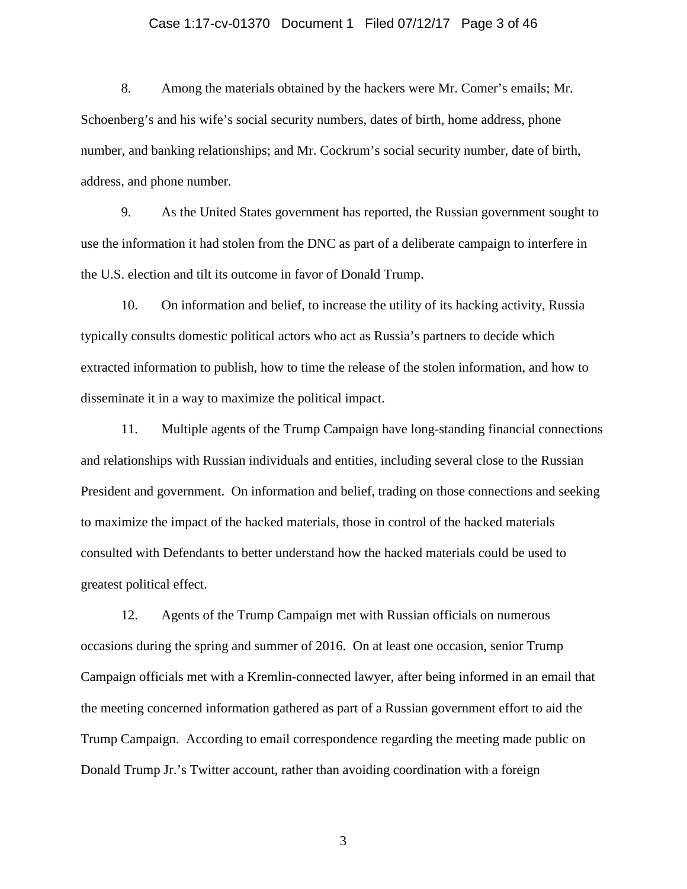8. Among the materials obtained by the hackers were Mr. Comer's emails; Mr. Schoenberg's and his wife's social security numbers, dates of birth, home address, phone number, and banking relationships; and Mr. Cockrum's social security number, date of birth, address, and phone number.

9. As the United States government has reported, the Russian government sought to use the information it had stolen from the DNC as part of a deliberate campaign to interfere in the U.S. election and tilt its outcome in favor of Donald Trump.

10. On information and belief, to increase the utility of its hacking activity, Russia typically consults domestic political actors who act as Russia's partners to decide which extracted information to publish, how to time the release of the stolen information, and how to disseminate it in a way to maximize the political impact.

11. Multiple agents of the Trump Campaign have long-standing financial connections and relationships with Russian individuals and entities, including several close to the Russian President and government. On information and belief, trading on those connections and seeking to maximize the impact of the hacked materials, those in control of the hacked materials consulted with Defendants to better understand how the hacked materials could be used to greatest political effect.

12. Agents of the Trump Campaign met with Russian officials on numerous occasions during the spring and summer of 2016. On at least one occasion, senior Trump Campaign officials met with a Kremlin-connected lawyer, after being informed in an email that the meeting concerned information gathered as part of a Russian government effort to aid the Trump Campaign. According to email correspondence regarding the meeting made public on Donald Trump Jr.'s Twitter account, rather than avoiding coordination with a foreign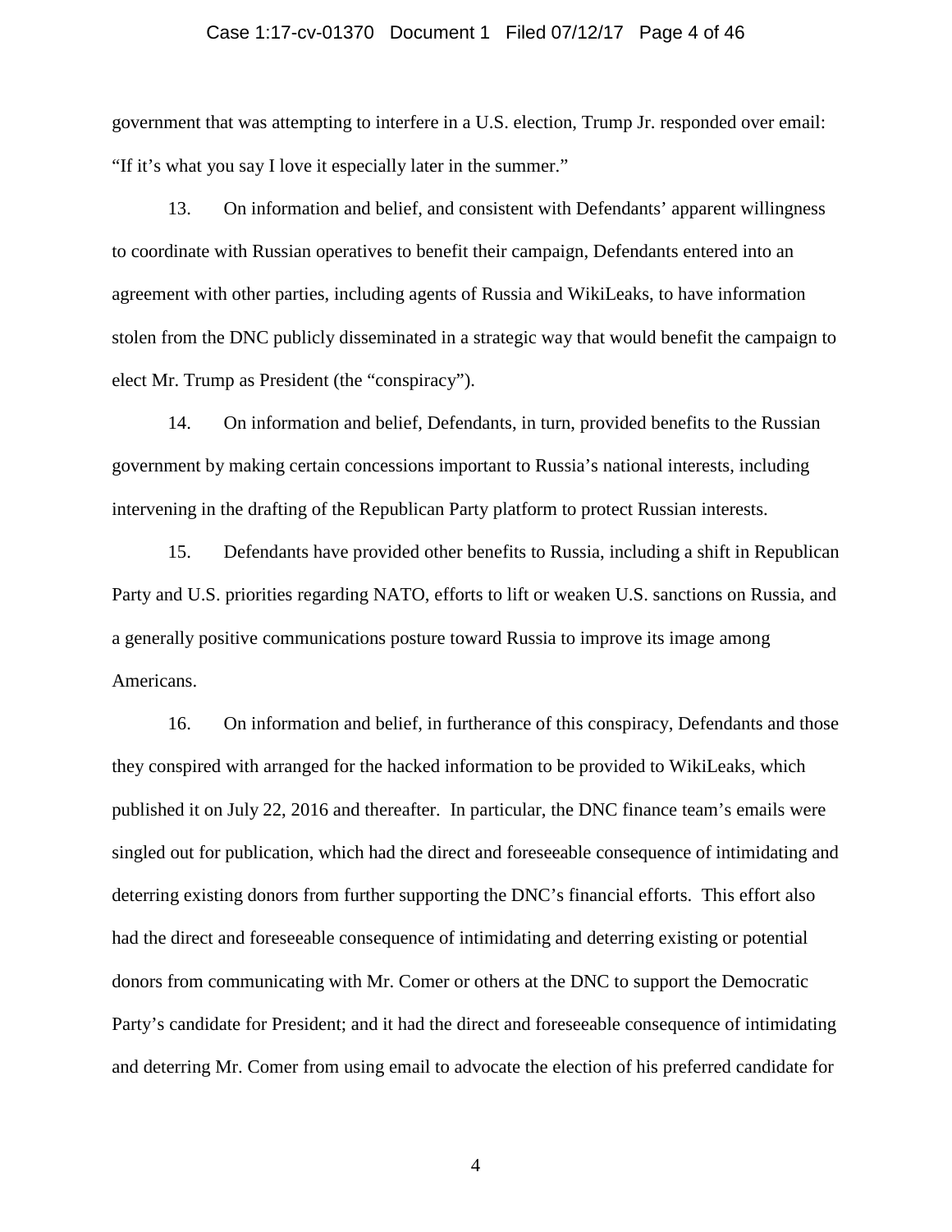government that was attempting to interfere in a U.S. election, Trump Jr. responded over email: "If it's what you say I love it especially later in the summer."

13. On information and belief, and consistent with Defendants' apparent willingness to coordinate with Russian operatives to benefit their campaign, Defendants entered into an agreement with other parties, including agents of Russia and WikiLeaks, to have information stolen from the DNC publicly disseminated in a strategic way that would benefit the campaign to elect Mr. Trump as President (the "conspiracy").

14. On information and belief, Defendants, in turn, provided benefits to the Russian government by making certain concessions important to Russia's national interests, including intervening in the drafting of the Republican Party platform to protect Russian interests.

15. Defendants have provided other benefits to Russia, including a shift in Republican Party and U.S. priorities regarding NATO, efforts to lift or weaken U.S. sanctions on Russia, and a generally positive communications posture toward Russia to improve its image among Americans.

16. On information and belief, in furtherance of this conspiracy, Defendants and those they conspired with arranged for the hacked information to be provided to WikiLeaks, which published it on July 22, 2016 and thereafter. In particular, the DNC finance team's emails were singled out for publication, which had the direct and foreseeable consequence of intimidating and deterring existing donors from further supporting the DNC's financial efforts. This effort also had the direct and foreseeable consequence of intimidating and deterring existing or potential donors from communicating with Mr. Comer or others at the DNC to support the Democratic Party's candidate for President; and it had the direct and foreseeable consequence of intimidating and deterring Mr. Comer from using email to advocate the election of his preferred candidate for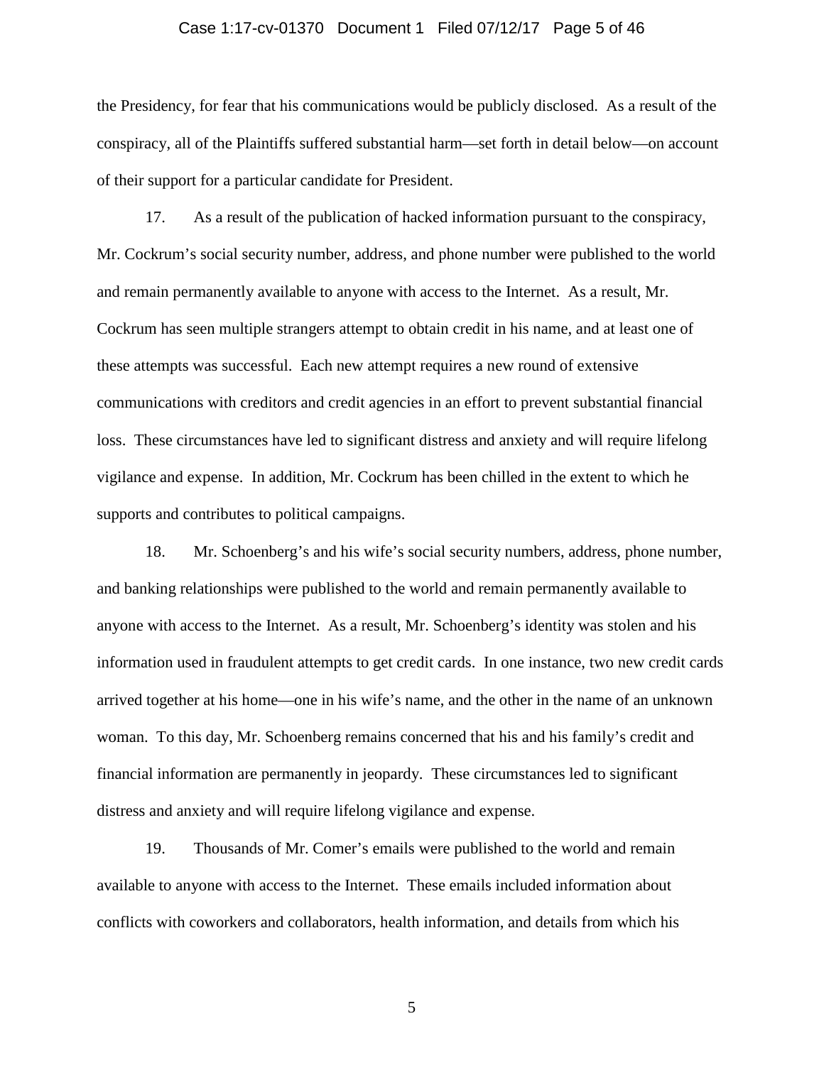the Presidency, for fear that his communications would be publicly disclosed. As a result of the conspiracy, all of the Plaintiffs suffered substantial harm—set forth in detail below—on account of their support for a particular candidate for President.

17. As a result of the publication of hacked information pursuant to the conspiracy, Mr. Cockrum's social security number, address, and phone number were published to the world and remain permanently available to anyone with access to the Internet. As a result, Mr. Cockrum has seen multiple strangers attempt to obtain credit in his name, and at least one of these attempts was successful. Each new attempt requires a new round of extensive communications with creditors and credit agencies in an effort to prevent substantial financial loss. These circumstances have led to significant distress and anxiety and will require lifelong vigilance and expense. In addition, Mr. Cockrum has been chilled in the extent to which he supports and contributes to political campaigns.

18. Mr. Schoenberg's and his wife's social security numbers, address, phone number, and banking relationships were published to the world and remain permanently available to anyone with access to the Internet. As a result, Mr. Schoenberg's identity was stolen and his information used in fraudulent attempts to get credit cards. In one instance, two new credit cards arrived together at his home—one in his wife's name, and the other in the name of an unknown woman. To this day, Mr. Schoenberg remains concerned that his and his family's credit and financial information are permanently in jeopardy. These circumstances led to significant distress and anxiety and will require lifelong vigilance and expense.

19. Thousands of Mr. Comer's emails were published to the world and remain available to anyone with access to the Internet. These emails included information about conflicts with coworkers and collaborators, health information, and details from which his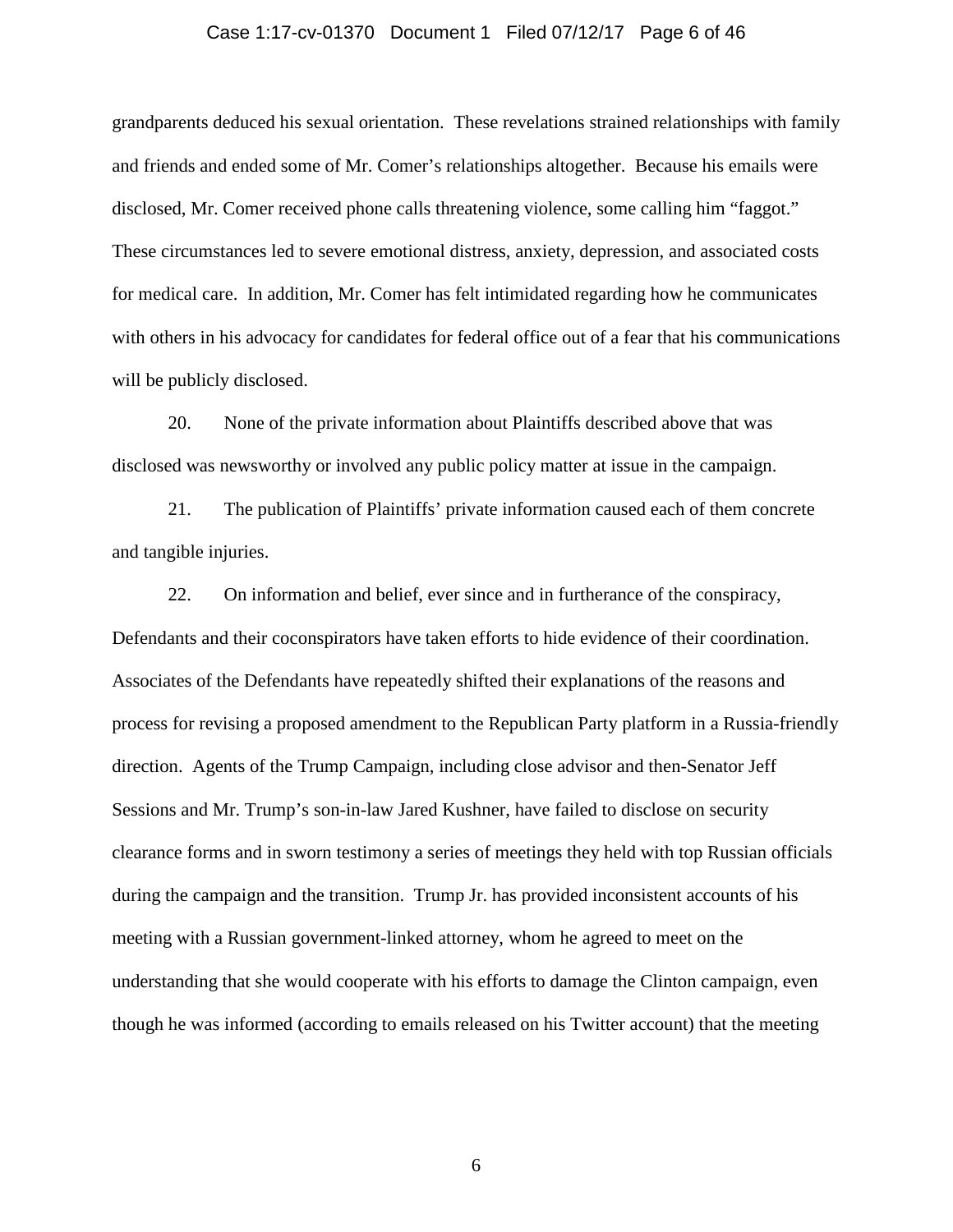grandparents deduced his sexual orientation. These revelations strained relationships with family and friends and ended some of Mr. Comer's relationships altogether. Because his emails were disclosed, Mr. Comer received phone calls threatening violence, some calling him "faggot." These circumstances led to severe emotional distress, anxiety, depression, and associated costs for medical care. In addition, Mr. Comer has felt intimidated regarding how he communicates with others in his advocacy for candidates for federal office out of a fear that his communications will be publicly disclosed.

20. None of the private information about Plaintiffs described above that was disclosed was newsworthy or involved any public policy matter at issue in the campaign.

21. The publication of Plaintiffs' private information caused each of them concrete and tangible injuries.

22. On information and belief, ever since and in furtherance of the conspiracy, Defendants and their coconspirators have taken efforts to hide evidence of their coordination. Associates of the Defendants have repeatedly shifted their explanations of the reasons and process for revising a proposed amendment to the Republican Party platform in a Russia-friendly direction. Agents of the Trump Campaign, including close advisor and then-Senator Jeff Sessions and Mr. Trump's son-in-law Jared Kushner, have failed to disclose on security clearance forms and in sworn testimony a series of meetings they held with top Russian officials during the campaign and the transition. Trump Jr. has provided inconsistent accounts of his meeting with a Russian government-linked attorney, whom he agreed to meet on the understanding that she would cooperate with his efforts to damage the Clinton campaign, even though he was informed (according to emails released on his Twitter account) that the meeting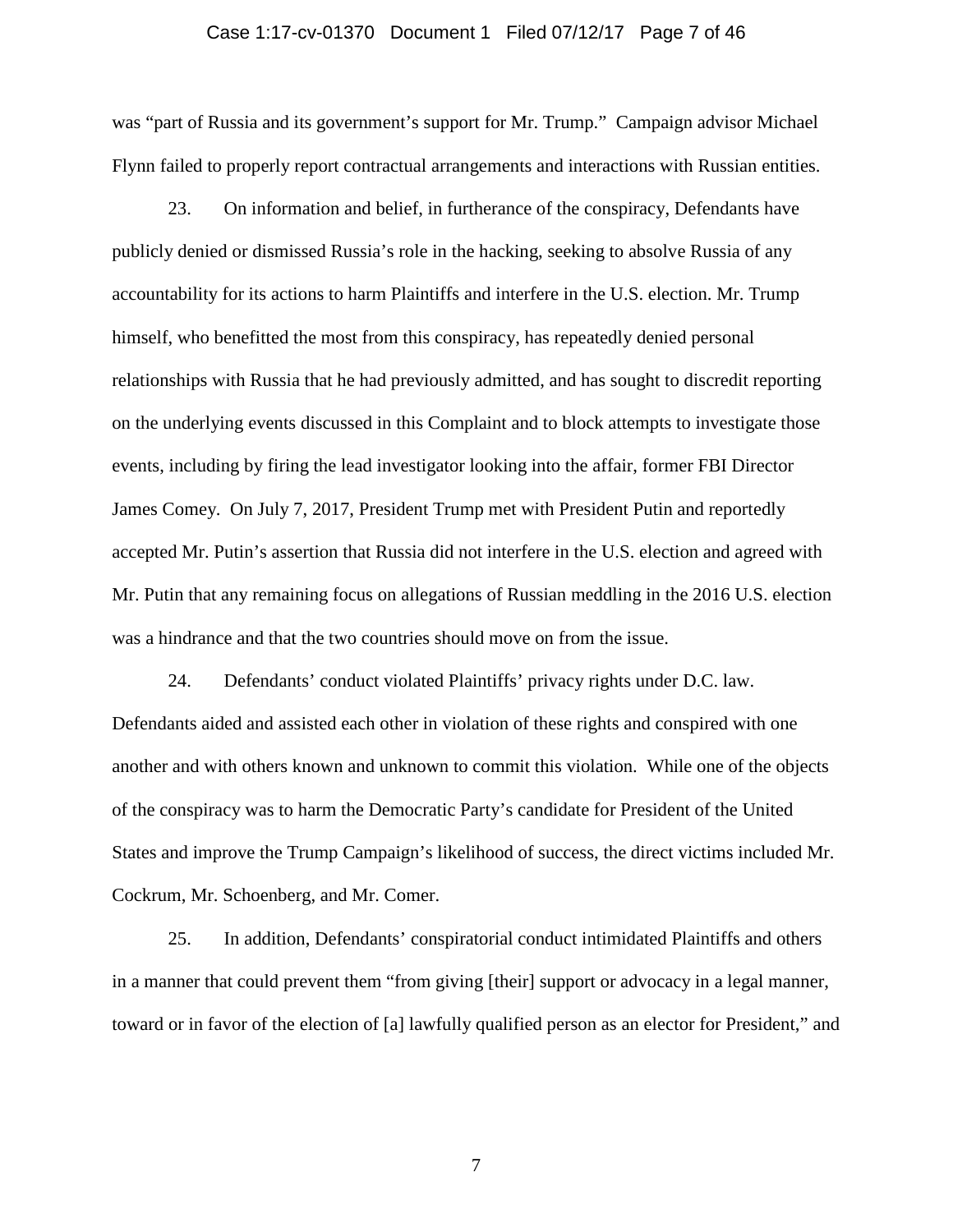was "part of Russia and its government's support for Mr. Trump." Campaign advisor Michael Flynn failed to properly report contractual arrangements and interactions with Russian entities.

23. On information and belief, in furtherance of the conspiracy, Defendants have publicly denied or dismissed Russia's role in the hacking, seeking to absolve Russia of any accountability for its actions to harm Plaintiffs and interfere in the U.S. election. Mr. Trump himself, who benefitted the most from this conspiracy, has repeatedly denied personal relationships with Russia that he had previously admitted, and has sought to discredit reporting on the underlying events discussed in this Complaint and to block attempts to investigate those events, including by firing the lead investigator looking into the affair, former FBI Director James Comey. On July 7, 2017, President Trump met with President Putin and reportedly accepted Mr. Putin's assertion that Russia did not interfere in the U.S. election and agreed with Mr. Putin that any remaining focus on allegations of Russian meddling in the 2016 U.S. election was a hindrance and that the two countries should move on from the issue.

24. Defendants' conduct violated Plaintiffs' privacy rights under D.C. law. Defendants aided and assisted each other in violation of these rights and conspired with one another and with others known and unknown to commit this violation. While one of the objects of the conspiracy was to harm the Democratic Party's candidate for President of the United States and improve the Trump Campaign's likelihood of success, the direct victims included Mr. Cockrum, Mr. Schoenberg, and Mr. Comer.

25. In addition, Defendants' conspiratorial conduct intimidated Plaintiffs and others in a manner that could prevent them "from giving [their] support or advocacy in a legal manner, toward or in favor of the election of [a] lawfully qualified person as an elector for President," and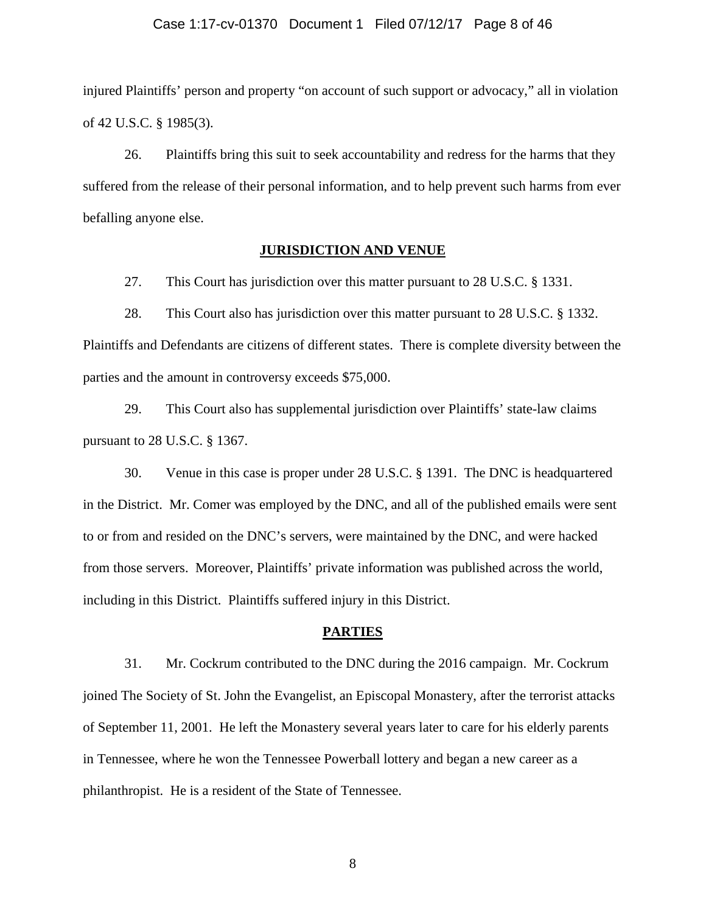injured Plaintiffs' person and property "on account of such support or advocacy," all in violation of 42 U.S.C. § 1985(3).

26. Plaintiffs bring this suit to seek accountability and redress for the harms that they suffered from the release of their personal information, and to help prevent such harms from ever befalling anyone else.

## JURISDICTION AND VENUE

27. This Court has jurisdiction over this matter pursuant to 28 U.S.C. § 1331.

28. This Court also has jurisdiction over this matter pursuant to 28 U.S.C. § 1332. Plaintiffs and Defendants are citizens of different states. There is complete diversity between the parties and the amount in controversy exceeds $75,000.

29. This Court also has supplemental jurisdiction over Plaintiffs' state-law claims pursuant to 28 U.S.C. § 1367.

30. Venue in this case is proper under 28 U.S.C. § 1391. The DNC is headquartered in the District. Mr. Comer was employed by the DNC, and all of the published emails were sent to or from and resided on the DNC's servers, were maintained by the DNC, and were hacked from those servers. Moreover, Plaintiffs' private information was published across the world, including in this District. Plaintiffs suffered injury in this District.

## PARTIES

31. Mr. Cockrum contributed to the DNC during the 2016 campaign. Mr. Cockrum joined The Society of St. John the Evangelist, an Episcopal Monastery, after the terrorist attacks of September 11, 2001. He left the Monastery several years later to care for his elderly parents in Tennessee, where he won the Tennessee Powerball lottery and began a new career as a philanthropist. He is a resident of the State of Tennessee.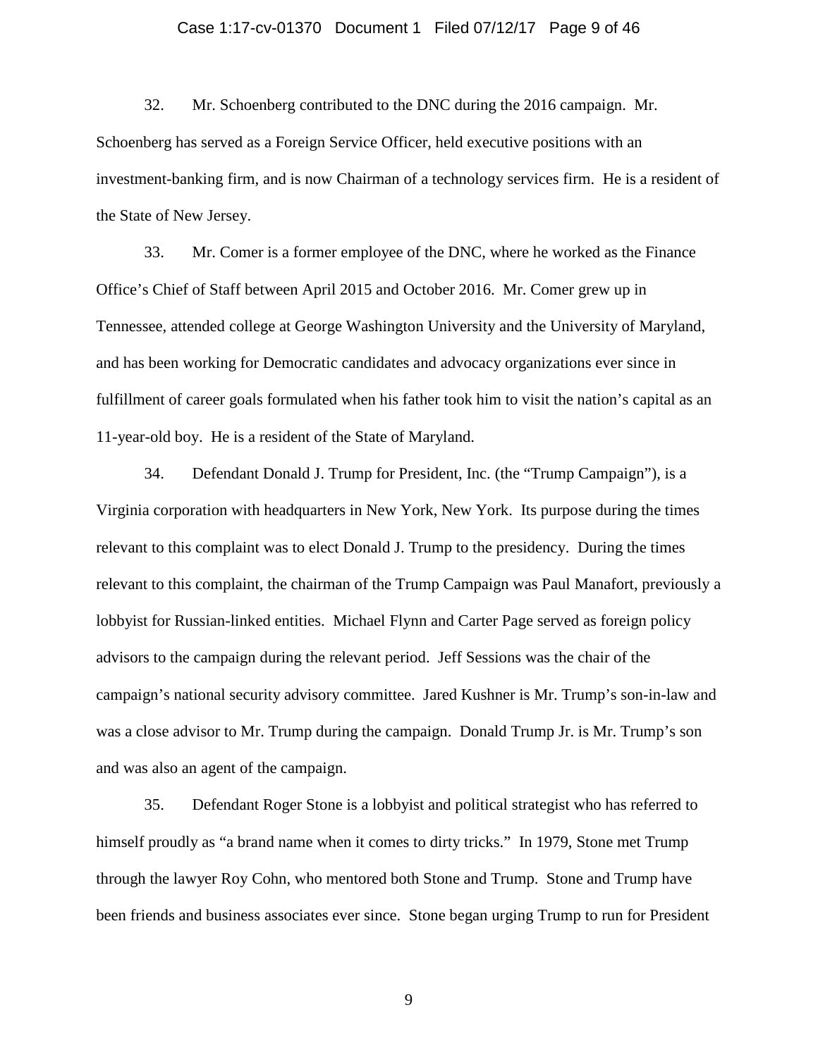32. Mr. Schoenberg contributed to the DNC during the 2016 campaign. Mr. Schoenberg has served as a Foreign Service Officer, held executive positions with an investment-banking firm, and is now Chairman of a technology services firm. He is a resident of the State of New Jersey.

33. Mr. Comer is a former employee of the DNC, where he worked as the Finance Office's Chief of Staff between April 2015 and October 2016. Mr. Comer grew up in Tennessee, attended college at George Washington University and the University of Maryland, and has been working for Democratic candidates and advocacy organizations ever since in fulfillment of career goals formulated when his father took him to visit the nation's capital as an 11-year-old boy. He is a resident of the State of Maryland.

34. Defendant Donald J. Trump for President, Inc. (the "Trump Campaign"), is a Virginia corporation with headquarters in New York, New York. Its purpose during the times relevant to this complaint was to elect Donald J. Trump to the presidency. During the times relevant to this complaint, the chairman of the Trump Campaign was Paul Manafort, previously a lobbyist for Russian-linked entities. Michael Flynn and Carter Page served as foreign policy advisors to the campaign during the relevant period. Jeff Sessions was the chair of the campaign's national security advisory committee. Jared Kushner is Mr. Trump's son-in-law and was a close advisor to Mr. Trump during the campaign. Donald Trump Jr. is Mr. Trump's son and was also an agent of the campaign.

35. Defendant Roger Stone is a lobbyist and political strategist who has referred to himself proudly as "a brand name when it comes to dirty tricks." In 1979, Stone met Trump through the lawyer Roy Cohn, who mentored both Stone and Trump. Stone and Trump have been friends and business associates ever since. Stone began urging Trump to run for President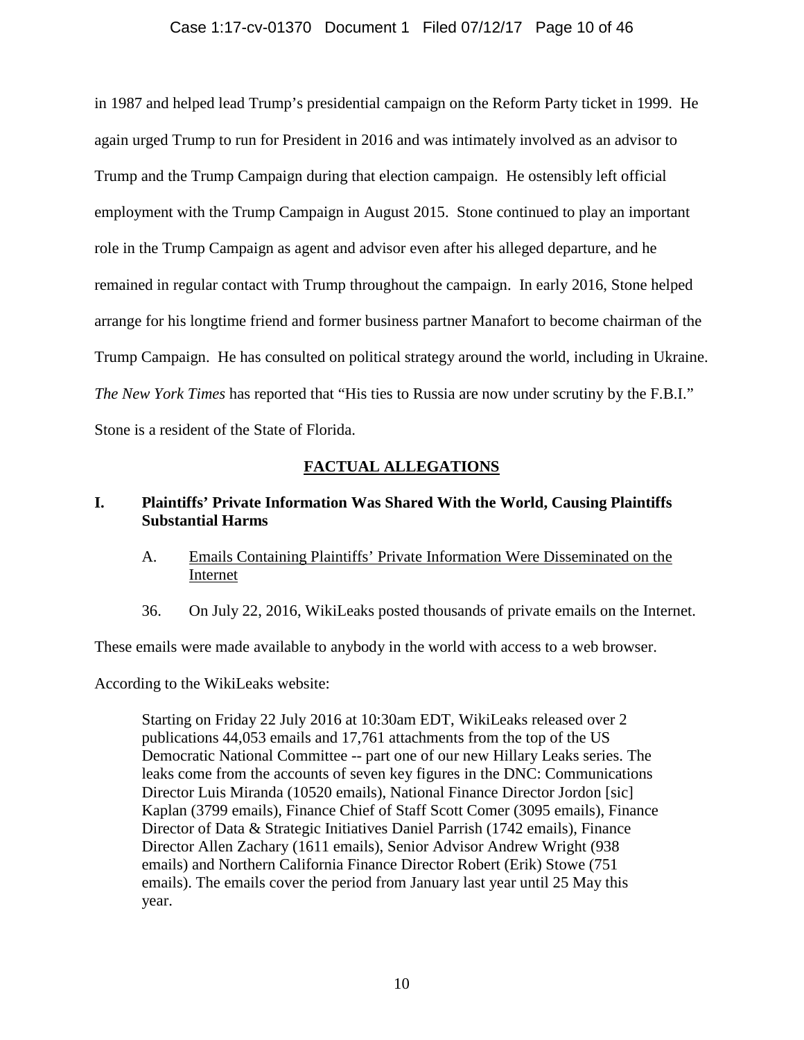in 1987 and helped lead Trump's presidential campaign on the Reform Party ticket in 1999. He again urged Trump to run for President in 2016 and was intimately involved as an advisor to Trump and the Trump Campaign during that election campaign. He ostensibly left official employment with the Trump Campaign in August 2015. Stone continued to play an important role in the Trump Campaign as agent and advisor even after his alleged departure, and he remained in regular contact with Trump throughout the campaign. In early 2016, Stone helped arrange for his longtime friend and former business partner Manafort to become chairman of the Trump Campaign. He has consulted on political strategy around the world, including in Ukraine. *The New York Times* has reported that "His ties to Russia are now under scrutiny by the F.B.I." Stone is a resident of the State of Florida.

## FACTUAL ALLEGATIONS

### I. Plaintiffs' Private Information Was Shared With the World, Causing Plaintiffs Substantial Harms

#### A. Emails Containing Plaintiffs' Private Information Were Disseminated on the Internet

36. On July 22, 2016, WikiLeaks posted thousands of private emails on the Internet. These emails were made available to anybody in the world with access to a web browser. According to the WikiLeaks website:

> Starting on Friday 22 July 2016 at 10:30am EDT, WikiLeaks released over 2 publications 44,053 emails and 17,761 attachments from the top of the US Democratic National Committee -- part one of our new Hillary Leaks series. The leaks come from the accounts of seven key figures in the DNC: Communications Director Luis Miranda (10520 emails), National Finance Director Jordon [sic] Kaplan (3799 emails), Finance Chief of Staff Scott Comer (3095 emails), Finance Director of Data & Strategic Initiatives Daniel Parrish (1742 emails), Finance Director Allen Zachary (1611 emails), Senior Advisor Andrew Wright (938 emails) and Northern California Finance Director Robert (Erik) Stowe (751 emails). The emails cover the period from January last year until 25 May this year.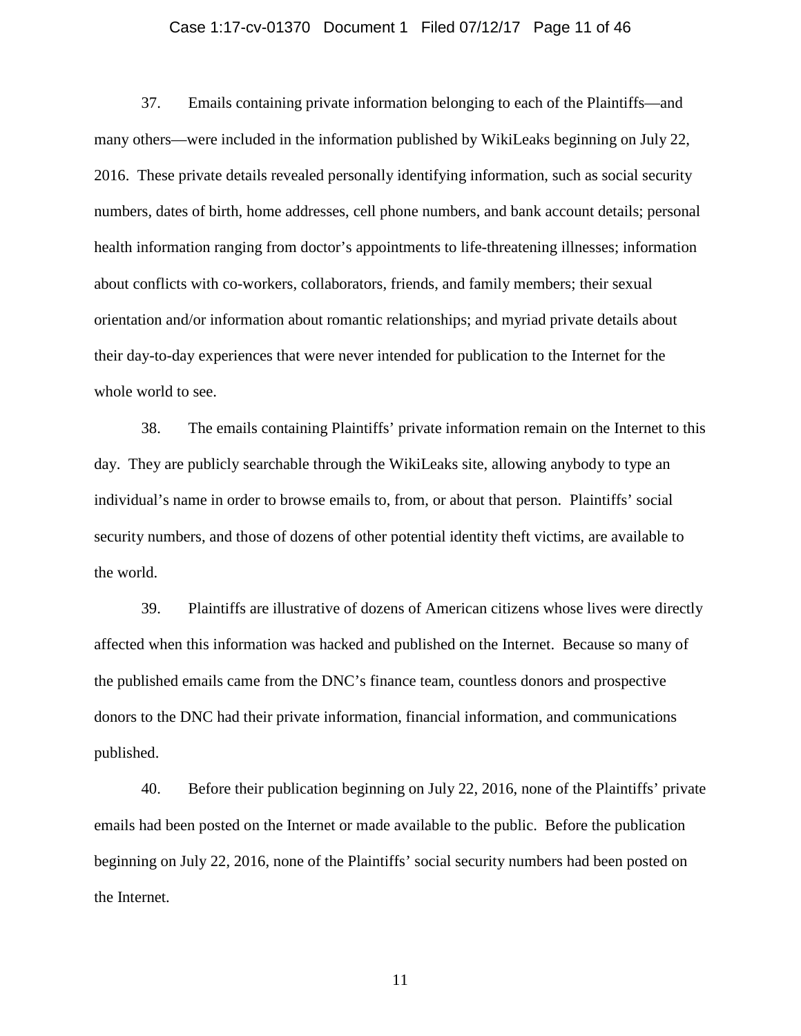37. Emails containing private information belonging to each of the Plaintiffs—and many others—were included in the information published by WikiLeaks beginning on July 22, 2016. These private details revealed personally identifying information, such as social security numbers, dates of birth, home addresses, cell phone numbers, and bank account details; personal health information ranging from doctor's appointments to life-threatening illnesses; information about conflicts with co-workers, collaborators, friends, and family members; their sexual orientation and/or information about romantic relationships; and myriad private details about their day-to-day experiences that were never intended for publication to the Internet for the whole world to see.

38. The emails containing Plaintiffs' private information remain on the Internet to this day. They are publicly searchable through the WikiLeaks site, allowing anybody to type an individual's name in order to browse emails to, from, or about that person. Plaintiffs' social security numbers, and those of dozens of other potential identity theft victims, are available to the world.

39. Plaintiffs are illustrative of dozens of American citizens whose lives were directly affected when this information was hacked and published on the Internet. Because so many of the published emails came from the DNC's finance team, countless donors and prospective donors to the DNC had their private information, financial information, and communications published.

40. Before their publication beginning on July 22, 2016, none of the Plaintiffs' private emails had been posted on the Internet or made available to the public. Before the publication beginning on July 22, 2016, none of the Plaintiffs' social security numbers had been posted on the Internet.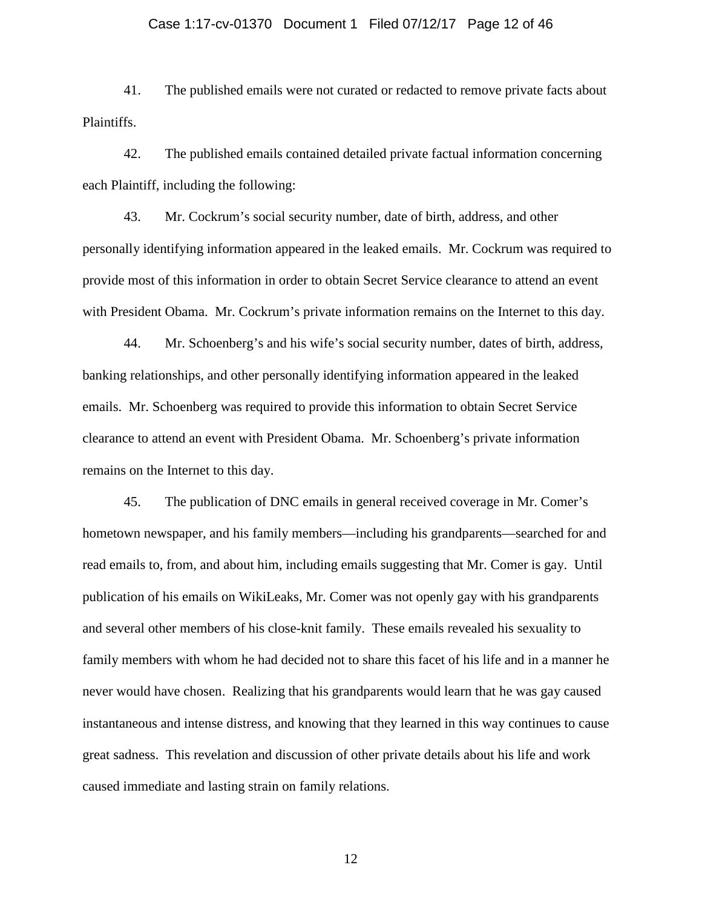41. The published emails were not curated or redacted to remove private facts about Plaintiffs.

42. The published emails contained detailed private factual information concerning each Plaintiff, including the following:

43. Mr. Cockrum's social security number, date of birth, address, and other personally identifying information appeared in the leaked emails. Mr. Cockrum was required to provide most of this information in order to obtain Secret Service clearance to attend an event with President Obama. Mr. Cockrum's private information remains on the Internet to this day.

44. Mr. Schoenberg's and his wife's social security number, dates of birth, address, banking relationships, and other personally identifying information appeared in the leaked emails. Mr. Schoenberg was required to provide this information to obtain Secret Service clearance to attend an event with President Obama. Mr. Schoenberg's private information remains on the Internet to this day.

45. The publication of DNC emails in general received coverage in Mr. Comer's hometown newspaper, and his family members—including his grandparents—searched for and read emails to, from, and about him, including emails suggesting that Mr. Comer is gay. Until publication of his emails on WikiLeaks, Mr. Comer was not openly gay with his grandparents and several other members of his close-knit family. These emails revealed his sexuality to family members with whom he had decided not to share this facet of his life and in a manner he never would have chosen. Realizing that his grandparents would learn that he was gay caused instantaneous and intense distress, and knowing that they learned in this way continues to cause great sadness. This revelation and discussion of other private details about his life and work caused immediate and lasting strain on family relations.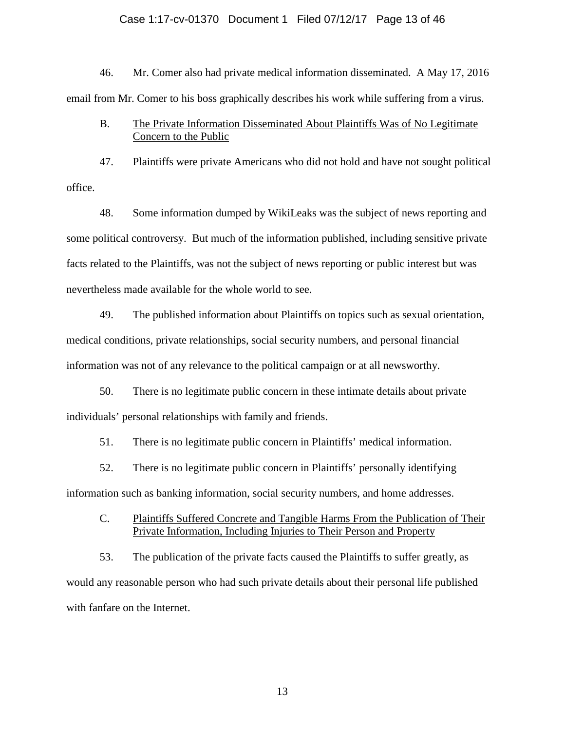46. Mr. Comer also had private medical information disseminated. A May 17, 2016 email from Mr. Comer to his boss graphically describes his work while suffering from a virus.

### B. The Private Information Disseminated About Plaintiffs Was of No Legitimate Concern to the Public

47. Plaintiffs were private Americans who did not hold and have not sought political office.

48. Some information dumped by WikiLeaks was the subject of news reporting and some political controversy. But much of the information published, including sensitive private facts related to the Plaintiffs, was not the subject of news reporting or public interest but was nevertheless made available for the whole world to see.

49. The published information about Plaintiffs on topics such as sexual orientation, medical conditions, private relationships, social security numbers, and personal financial information was not of any relevance to the political campaign or at all newsworthy.

50. There is no legitimate public concern in these intimate details about private individuals' personal relationships with family and friends.

51. There is no legitimate public concern in Plaintiffs' medical information.

52. There is no legitimate public concern in Plaintiffs' personally identifying information such as banking information, social security numbers, and home addresses.

### C. Plaintiffs Suffered Concrete and Tangible Harms From the Publication of Their Private Information, Including Injuries to Their Person and Property

53. The publication of the private facts caused the Plaintiffs to suffer greatly, as would any reasonable person who had such private details about their personal life published with fanfare on the Internet.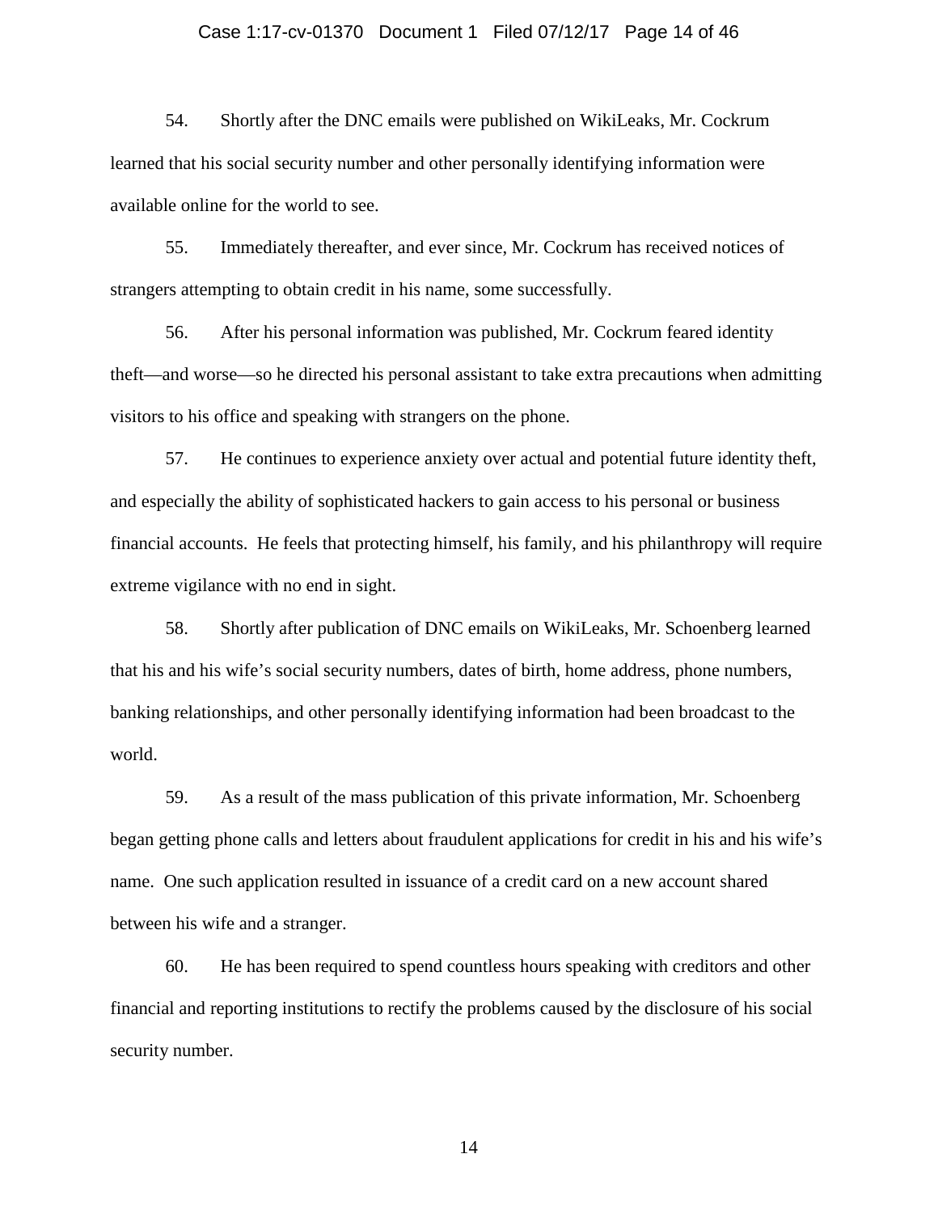54. Shortly after the DNC emails were published on WikiLeaks, Mr. Cockrum learned that his social security number and other personally identifying information were available online for the world to see.

55. Immediately thereafter, and ever since, Mr. Cockrum has received notices of strangers attempting to obtain credit in his name, some successfully.

56. After his personal information was published, Mr. Cockrum feared identity theft—and worse—so he directed his personal assistant to take extra precautions when admitting visitors to his office and speaking with strangers on the phone.

57. He continues to experience anxiety over actual and potential future identity theft, and especially the ability of sophisticated hackers to gain access to his personal or business financial accounts. He feels that protecting himself, his family, and his philanthropy will require extreme vigilance with no end in sight.

58. Shortly after publication of DNC emails on WikiLeaks, Mr. Schoenberg learned that his and his wife's social security numbers, dates of birth, home address, phone numbers, banking relationships, and other personally identifying information had been broadcast to the world.

59. As a result of the mass publication of this private information, Mr. Schoenberg began getting phone calls and letters about fraudulent applications for credit in his and his wife's name. One such application resulted in issuance of a credit card on a new account shared between his wife and a stranger.

60. He has been required to spend countless hours speaking with creditors and other financial and reporting institutions to rectify the problems caused by the disclosure of his social security number.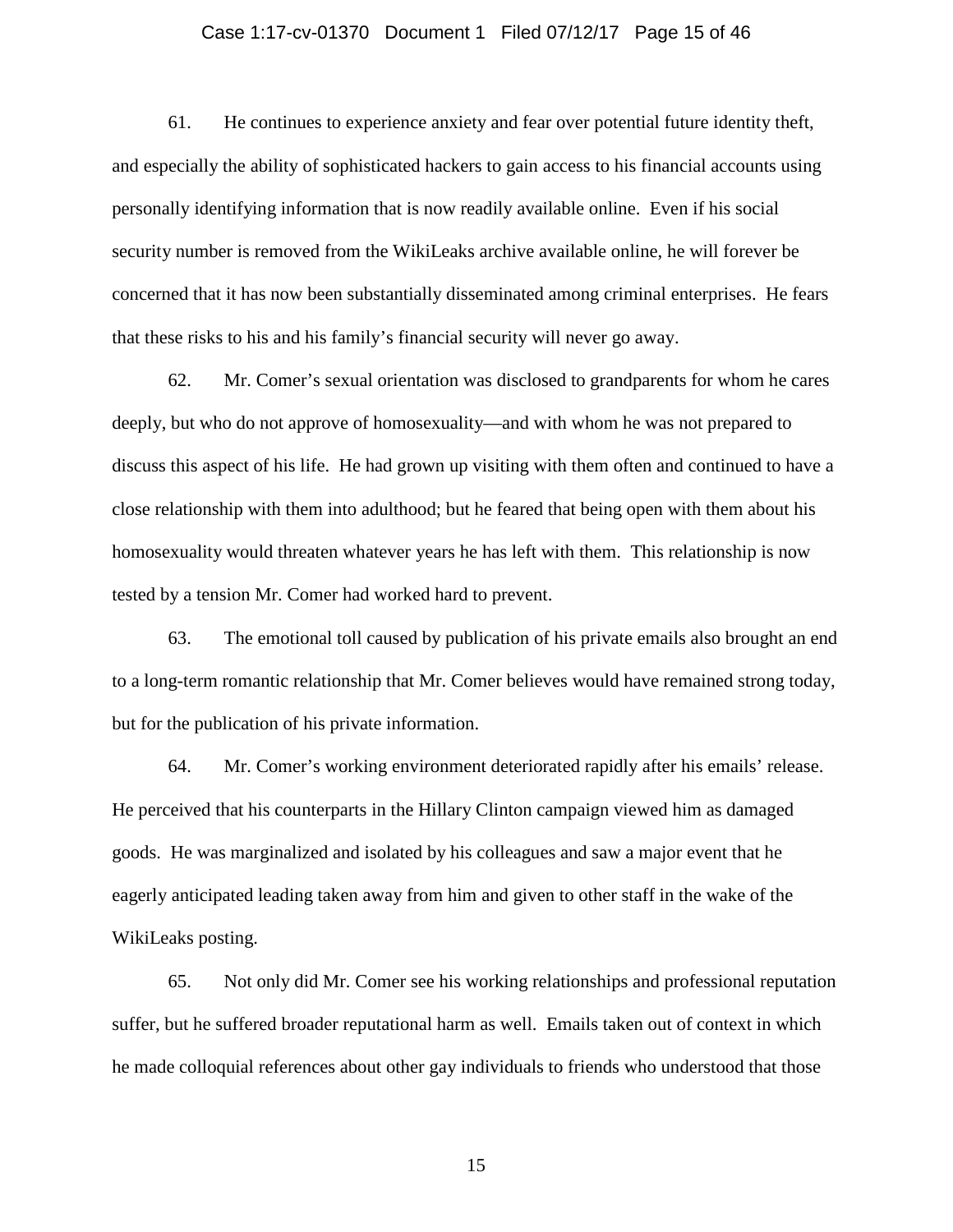61. He continues to experience anxiety and fear over potential future identity theft, and especially the ability of sophisticated hackers to gain access to his financial accounts using personally identifying information that is now readily available online. Even if his social security number is removed from the WikiLeaks archive available online, he will forever be concerned that it has now been substantially disseminated among criminal enterprises. He fears that these risks to his and his family's financial security will never go away.

62. Mr. Comer's sexual orientation was disclosed to grandparents for whom he cares deeply, but who do not approve of homosexuality—and with whom he was not prepared to discuss this aspect of his life. He had grown up visiting with them often and continued to have a close relationship with them into adulthood; but he feared that being open with them about his homosexuality would threaten whatever years he has left with them. This relationship is now tested by a tension Mr. Comer had worked hard to prevent.

63. The emotional toll caused by publication of his private emails also brought an end to a long-term romantic relationship that Mr. Comer believes would have remained strong today, but for the publication of his private information.

64. Mr. Comer's working environment deteriorated rapidly after his emails' release. He perceived that his counterparts in the Hillary Clinton campaign viewed him as damaged goods. He was marginalized and isolated by his colleagues and saw a major event that he eagerly anticipated leading taken away from him and given to other staff in the wake of the WikiLeaks posting.

65. Not only did Mr. Comer see his working relationships and professional reputation suffer, but he suffered broader reputational harm as well. Emails taken out of context in which he made colloquial references about other gay individuals to friends who understood that those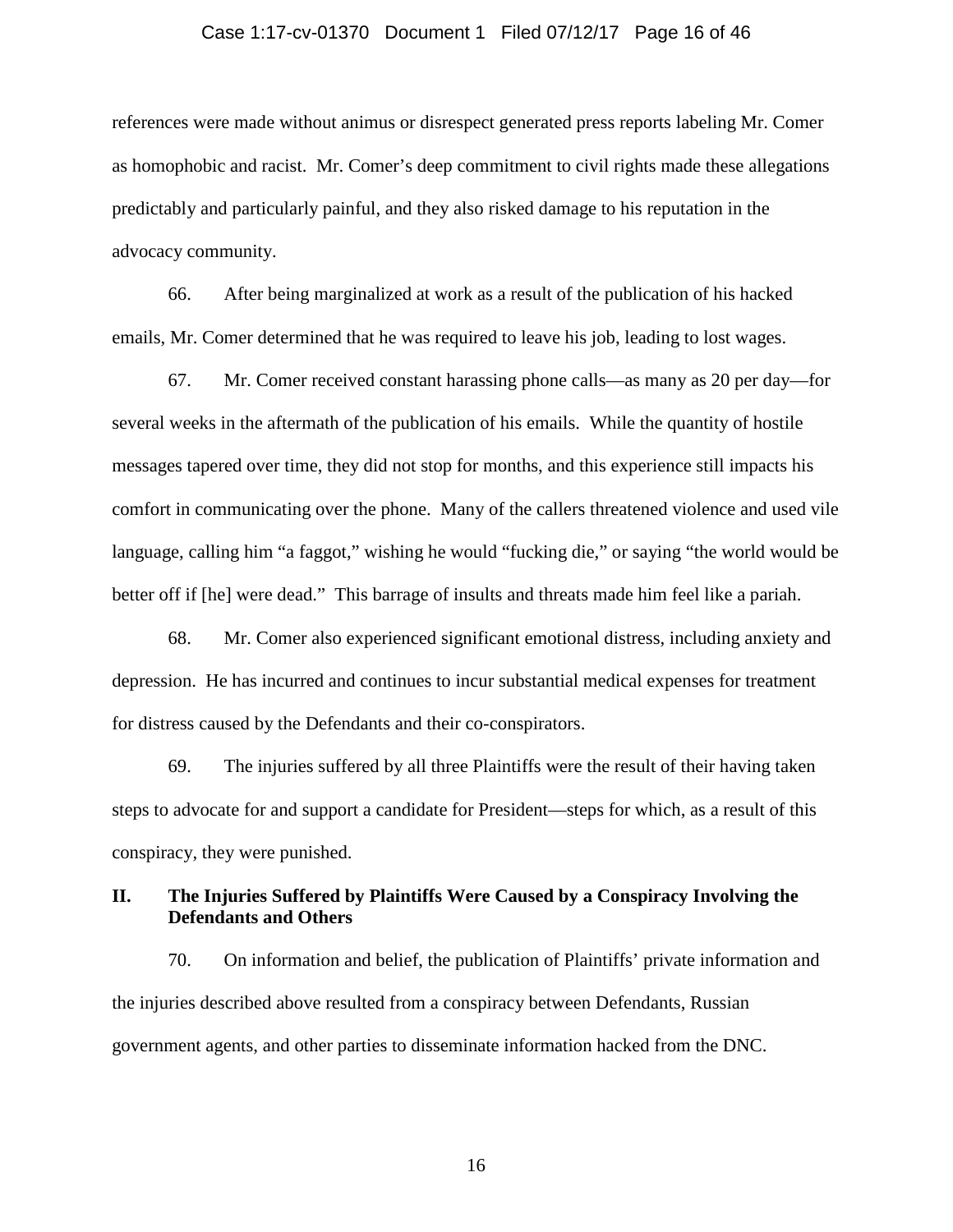references were made without animus or disrespect generated press reports labeling Mr. Comer as homophobic and racist. Mr. Comer's deep commitment to civil rights made these allegations predictably and particularly painful, and they also risked damage to his reputation in the advocacy community.

66. After being marginalized at work as a result of the publication of his hacked emails, Mr. Comer determined that he was required to leave his job, leading to lost wages.

67. Mr. Comer received constant harassing phone calls—as many as 20 per day—for several weeks in the aftermath of the publication of his emails. While the quantity of hostile messages tapered over time, they did not stop for months, and this experience still impacts his comfort in communicating over the phone. Many of the callers threatened violence and used vile language, calling him "a faggot," wishing he would "fucking die," or saying "the world would be better off if [he] were dead." This barrage of insults and threats made him feel like a pariah.

68. Mr. Comer also experienced significant emotional distress, including anxiety and depression. He has incurred and continues to incur substantial medical expenses for treatment for distress caused by the Defendants and their co-conspirators.

69. The injuries suffered by all three Plaintiffs were the result of their having taken steps to advocate for and support a candidate for President—steps for which, as a result of this conspiracy, they were punished.

## II. The Injuries Suffered by Plaintiffs Were Caused by a Conspiracy Involving the Defendants and Others

70. On information and belief, the publication of Plaintiffs' private information and the injuries described above resulted from a conspiracy between Defendants, Russian government agents, and other parties to disseminate information hacked from the DNC.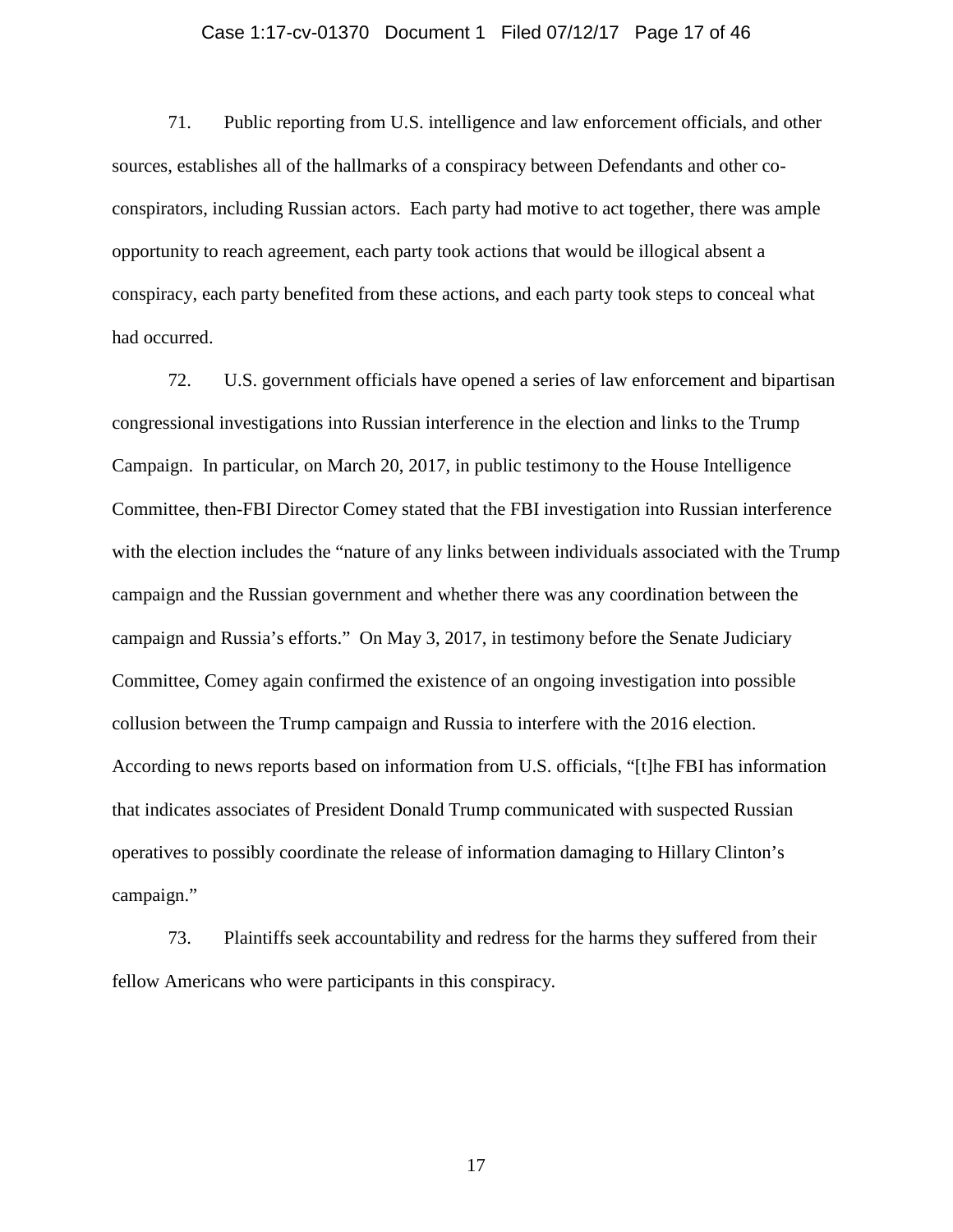71. Public reporting from U.S. intelligence and law enforcement officials, and other sources, establishes all of the hallmarks of a conspiracy between Defendants and other co-conspirators, including Russian actors. Each party had motive to act together, there was ample opportunity to reach agreement, each party took actions that would be illogical absent a conspiracy, each party benefited from these actions, and each party took steps to conceal what had occurred.

72. U.S. government officials have opened a series of law enforcement and bipartisan congressional investigations into Russian interference in the election and links to the Trump Campaign. In particular, on March 20, 2017, in public testimony to the House Intelligence Committee, then-FBI Director Comey stated that the FBI investigation into Russian interference with the election includes the "nature of any links between individuals associated with the Trump campaign and the Russian government and whether there was any coordination between the campaign and Russia's efforts." On May 3, 2017, in testimony before the Senate Judiciary Committee, Comey again confirmed the existence of an ongoing investigation into possible collusion between the Trump campaign and Russia to interfere with the 2016 election. According to news reports based on information from U.S. officials, "[t]he FBI has information that indicates associates of President Donald Trump communicated with suspected Russian operatives to possibly coordinate the release of information damaging to Hillary Clinton's campaign."

73. Plaintiffs seek accountability and redress for the harms they suffered from their fellow Americans who were participants in this conspiracy.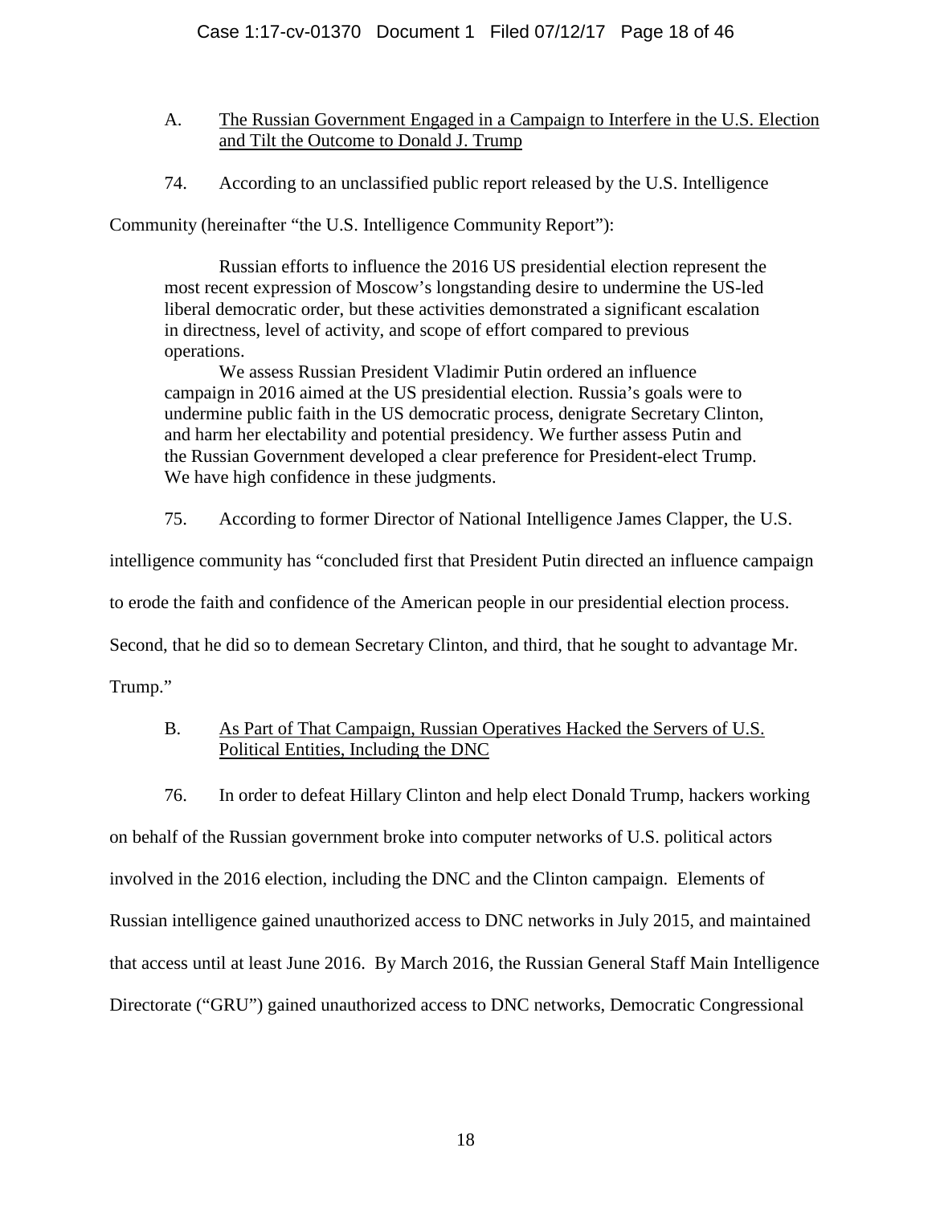A. <u>The Russian Government Engaged in a Campaign to Interfere in the U.S. Election and Tilt the Outcome to Donald J. Trump</u>

74. According to an unclassified public report released by the U.S. Intelligence Community (hereinafter "the U.S. Intelligence Community Report"):

> Russian efforts to influence the 2016 US presidential election represent the most recent expression of Moscow's longstanding desire to undermine the US-led liberal democratic order, but these activities demonstrated a significant escalation in directness, level of activity, and scope of effort compared to previous operations.
>
> We assess Russian President Vladimir Putin ordered an influence campaign in 2016 aimed at the US presidential election. Russia's goals were to undermine public faith in the US democratic process, denigrate Secretary Clinton, and harm her electability and potential presidency. We further assess Putin and the Russian Government developed a clear preference for President-elect Trump. We have high confidence in these judgments.

75. According to former Director of National Intelligence James Clapper, the U.S. intelligence community has "concluded first that President Putin directed an influence campaign to erode the faith and confidence of the American people in our presidential election process. Second, that he did so to demean Secretary Clinton, and third, that he sought to advantage Mr. Trump."

B. <u>As Part of That Campaign, Russian Operatives Hacked the Servers of U.S. Political Entities, Including the DNC</u>

76. In order to defeat Hillary Clinton and help elect Donald Trump, hackers working on behalf of the Russian government broke into computer networks of U.S. political actors involved in the 2016 election, including the DNC and the Clinton campaign. Elements of Russian intelligence gained unauthorized access to DNC networks in July 2015, and maintained that access until at least June 2016. By March 2016, the Russian General Staff Main Intelligence Directorate ("GRU") gained unauthorized access to DNC networks, Democratic Congressional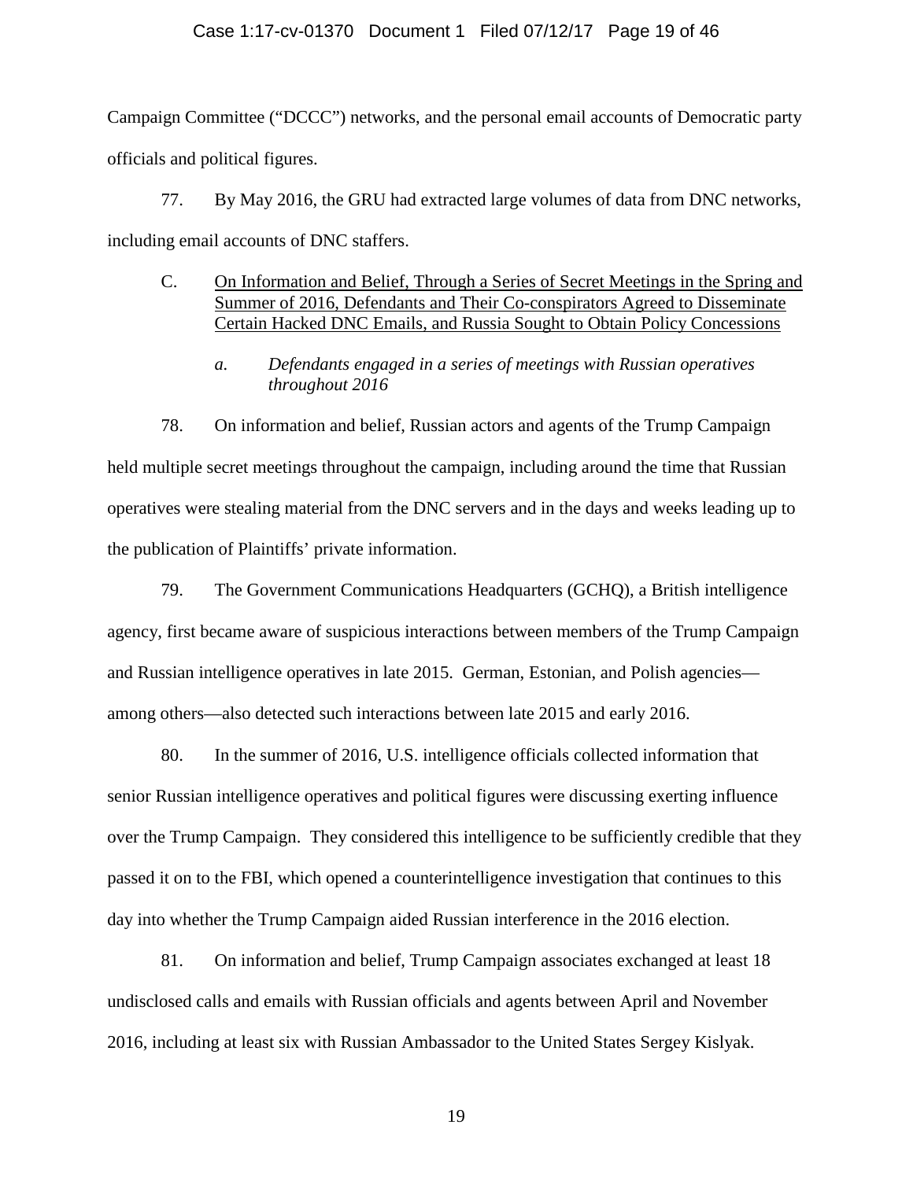Campaign Committee ("DCCC") networks, and the personal email accounts of Democratic party officials and political figures.

77. By May 2016, the GRU had extracted large volumes of data from DNC networks, including email accounts of DNC staffers.

C. <u>On Information and Belief, Through a Series of Secret Meetings in the Spring and Summer of 2016, Defendants and Their Co-conspirators Agreed to Disseminate Certain Hacked DNC Emails, and Russia Sought to Obtain Policy Concessions</u>

*a. Defendants engaged in a series of meetings with Russian operatives throughout 2016*

78. On information and belief, Russian actors and agents of the Trump Campaign held multiple secret meetings throughout the campaign, including around the time that Russian operatives were stealing material from the DNC servers and in the days and weeks leading up to the publication of Plaintiffs' private information.

79. The Government Communications Headquarters (GCHQ), a British intelligence agency, first became aware of suspicious interactions between members of the Trump Campaign and Russian intelligence operatives in late 2015. German, Estonian, and Polish agencies—among others—also detected such interactions between late 2015 and early 2016.

80. In the summer of 2016, U.S. intelligence officials collected information that senior Russian intelligence operatives and political figures were discussing exerting influence over the Trump Campaign. They considered this intelligence to be sufficiently credible that they passed it on to the FBI, which opened a counterintelligence investigation that continues to this day into whether the Trump Campaign aided Russian interference in the 2016 election.

81. On information and belief, Trump Campaign associates exchanged at least 18 undisclosed calls and emails with Russian officials and agents between April and November 2016, including at least six with Russian Ambassador to the United States Sergey Kislyak.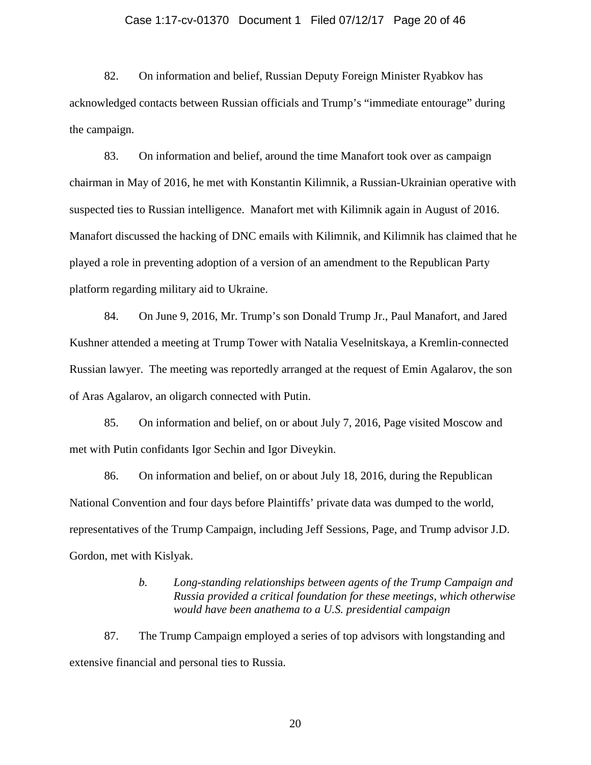82. On information and belief, Russian Deputy Foreign Minister Ryabkov has acknowledged contacts between Russian officials and Trump's "immediate entourage" during the campaign.

83. On information and belief, around the time Manafort took over as campaign chairman in May of 2016, he met with Konstantin Kilimnik, a Russian-Ukrainian operative with suspected ties to Russian intelligence. Manafort met with Kilimnik again in August of 2016. Manafort discussed the hacking of DNC emails with Kilimnik, and Kilimnik has claimed that he played a role in preventing adoption of a version of an amendment to the Republican Party platform regarding military aid to Ukraine.

84. On June 9, 2016, Mr. Trump's son Donald Trump Jr., Paul Manafort, and Jared Kushner attended a meeting at Trump Tower with Natalia Veselnitskaya, a Kremlin-connected Russian lawyer. The meeting was reportedly arranged at the request of Emin Agalarov, the son of Aras Agalarov, an oligarch connected with Putin.

85. On information and belief, on or about July 7, 2016, Page visited Moscow and met with Putin confidants Igor Sechin and Igor Diveykin.

86. On information and belief, on or about July 18, 2016, during the Republican National Convention and four days before Plaintiffs' private data was dumped to the world, representatives of the Trump Campaign, including Jeff Sessions, Page, and Trump advisor J.D. Gordon, met with Kislyak.

*b. Long-standing relationships between agents of the Trump Campaign and Russia provided a critical foundation for these meetings, which otherwise would have been anathema to a U.S. presidential campaign*

87. The Trump Campaign employed a series of top advisors with longstanding and extensive financial and personal ties to Russia.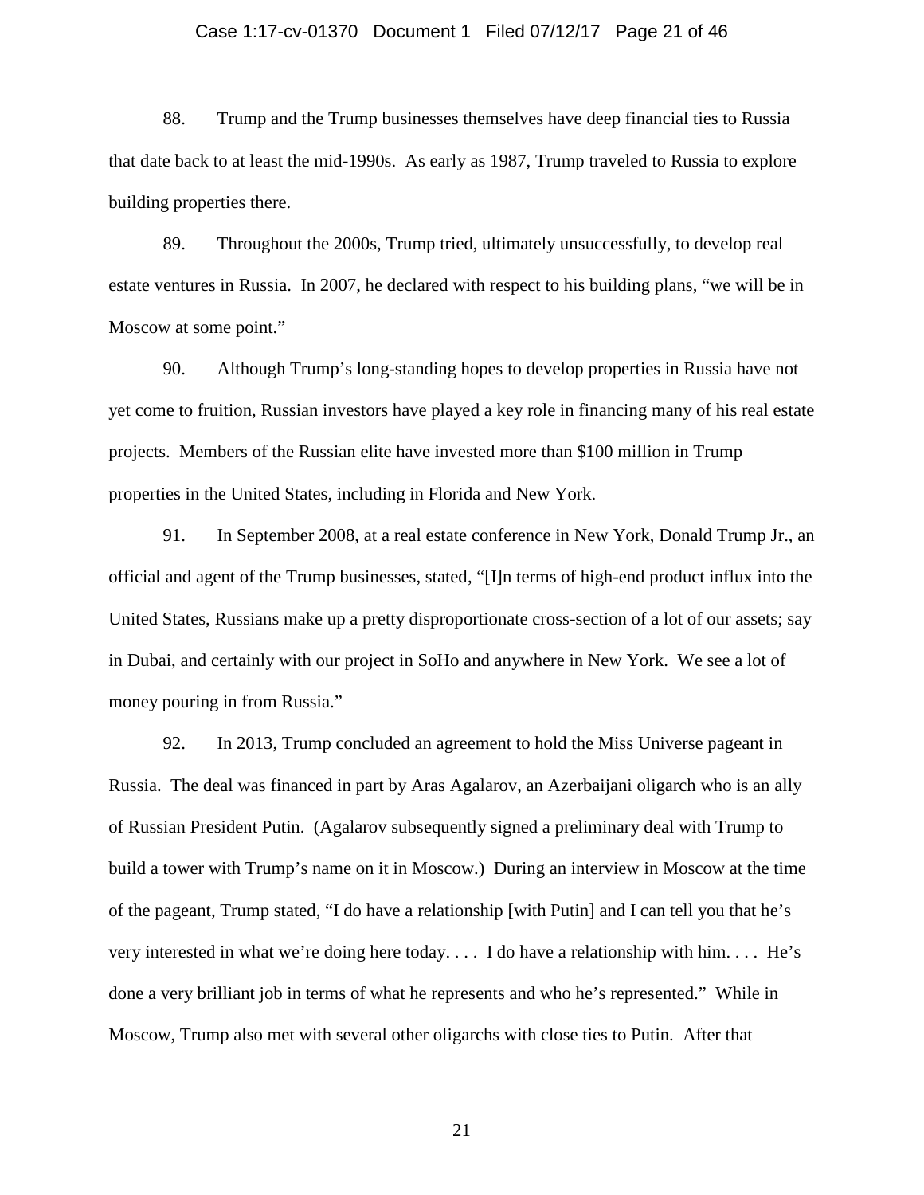88. Trump and the Trump businesses themselves have deep financial ties to Russia that date back to at least the mid-1990s. As early as 1987, Trump traveled to Russia to explore building properties there.

89. Throughout the 2000s, Trump tried, ultimately unsuccessfully, to develop real estate ventures in Russia. In 2007, he declared with respect to his building plans, "we will be in Moscow at some point."

90. Although Trump's long-standing hopes to develop properties in Russia have not yet come to fruition, Russian investors have played a key role in financing many of his real estate projects. Members of the Russian elite have invested more than $100 million in Trump properties in the United States, including in Florida and New York.

91. In September 2008, at a real estate conference in New York, Donald Trump Jr., an official and agent of the Trump businesses, stated, "[I]n terms of high-end product influx into the United States, Russians make up a pretty disproportionate cross-section of a lot of our assets; say in Dubai, and certainly with our project in SoHo and anywhere in New York. We see a lot of money pouring in from Russia."

92. In 2013, Trump concluded an agreement to hold the Miss Universe pageant in Russia. The deal was financed in part by Aras Agalarov, an Azerbaijani oligarch who is an ally of Russian President Putin. (Agalarov subsequently signed a preliminary deal with Trump to build a tower with Trump's name on it in Moscow.) During an interview in Moscow at the time of the pageant, Trump stated, "I do have a relationship [with Putin] and I can tell you that he's very interested in what we're doing here today. . . . I do have a relationship with him. . . . He's done a very brilliant job in terms of what he represents and who he's represented." While in Moscow, Trump also met with several other oligarchs with close ties to Putin. After that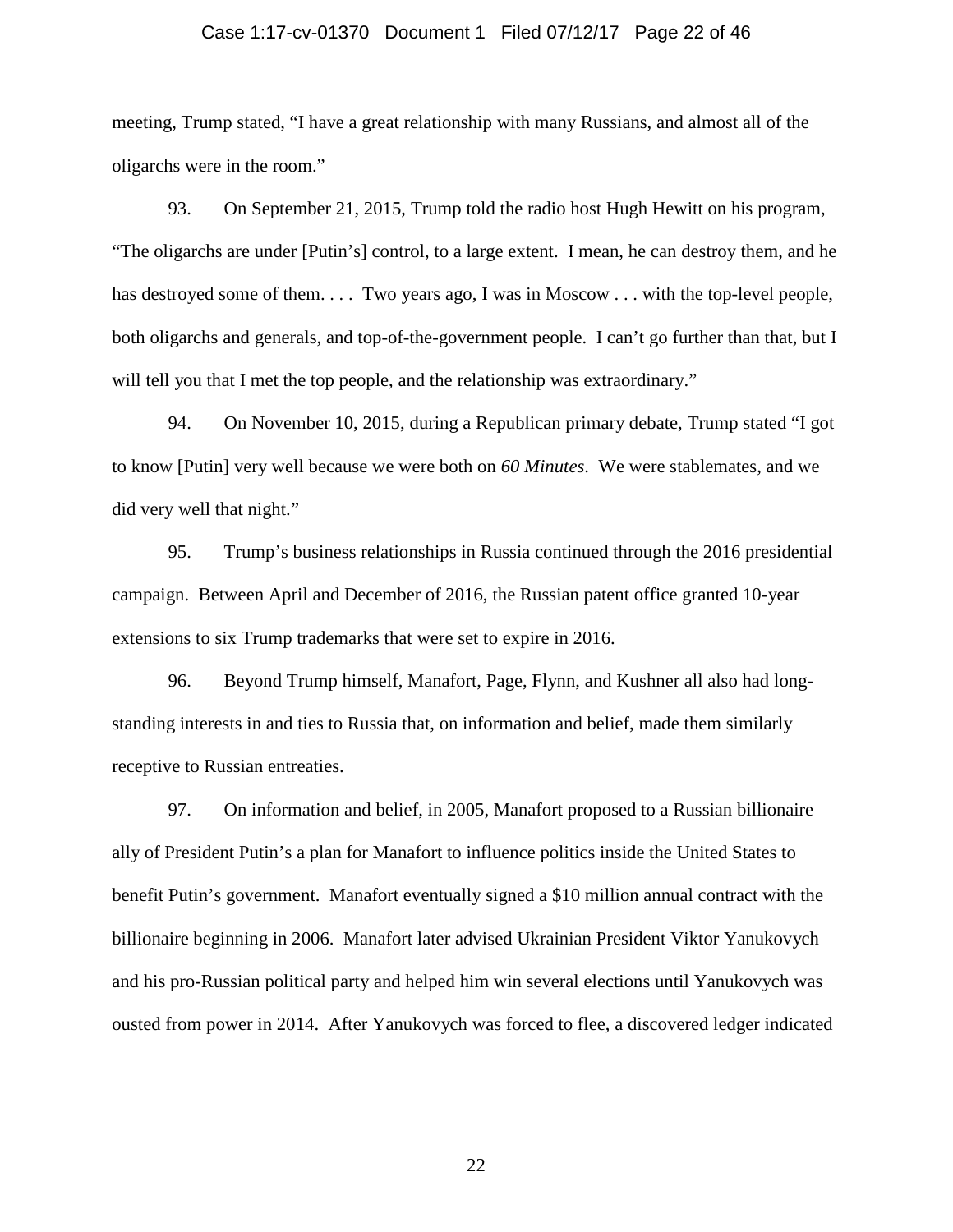meeting, Trump stated, "I have a great relationship with many Russians, and almost all of the oligarchs were in the room."

93. On September 21, 2015, Trump told the radio host Hugh Hewitt on his program, "The oligarchs are under [Putin's] control, to a large extent. I mean, he can destroy them, and he has destroyed some of them. . . . Two years ago, I was in Moscow . . . with the top-level people, both oligarchs and generals, and top-of-the-government people. I can't go further than that, but I will tell you that I met the top people, and the relationship was extraordinary."

94. On November 10, 2015, during a Republican primary debate, Trump stated "I got to know [Putin] very well because we were both on *60 Minutes*. We were stablemates, and we did very well that night."

95. Trump's business relationships in Russia continued through the 2016 presidential campaign. Between April and December of 2016, the Russian patent office granted 10-year extensions to six Trump trademarks that were set to expire in 2016.

96. Beyond Trump himself, Manafort, Page, Flynn, and Kushner all also had long-standing interests in and ties to Russia that, on information and belief, made them similarly receptive to Russian entreaties.

97. On information and belief, in 2005, Manafort proposed to a Russian billionaire ally of President Putin's a plan for Manafort to influence politics inside the United States to benefit Putin's government. Manafort eventually signed a $10 million annual contract with the billionaire beginning in 2006. Manafort later advised Ukrainian President Viktor Yanukovych and his pro-Russian political party and helped him win several elections until Yanukovych was ousted from power in 2014. After Yanukovych was forced to flee, a discovered ledger indicated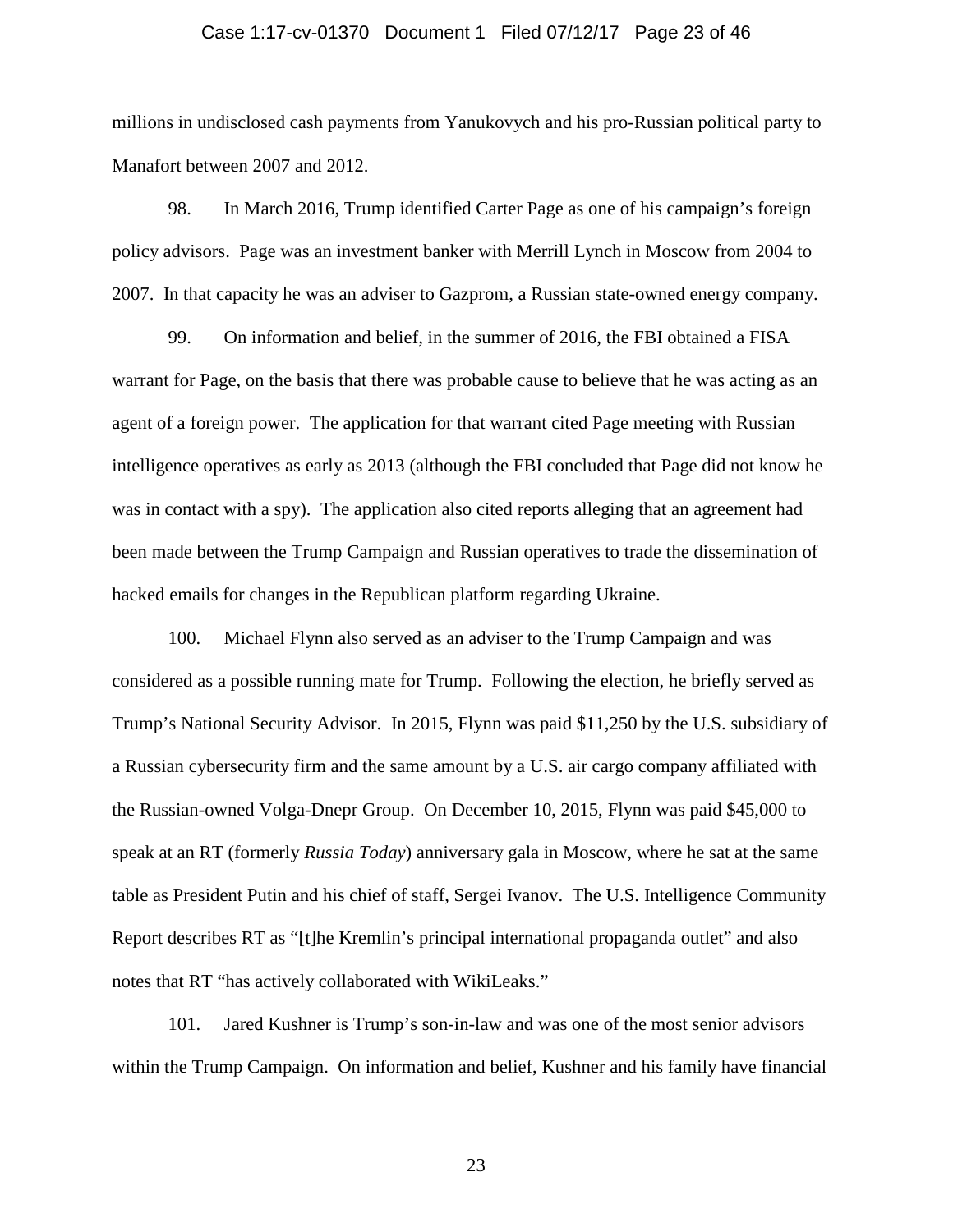millions in undisclosed cash payments from Yanukovych and his pro-Russian political party to Manafort between 2007 and 2012.

98. In March 2016, Trump identified Carter Page as one of his campaign's foreign policy advisors. Page was an investment banker with Merrill Lynch in Moscow from 2004 to 2007. In that capacity he was an adviser to Gazprom, a Russian state-owned energy company.

99. On information and belief, in the summer of 2016, the FBI obtained a FISA warrant for Page, on the basis that there was probable cause to believe that he was acting as an agent of a foreign power. The application for that warrant cited Page meeting with Russian intelligence operatives as early as 2013 (although the FBI concluded that Page did not know he was in contact with a spy). The application also cited reports alleging that an agreement had been made between the Trump Campaign and Russian operatives to trade the dissemination of hacked emails for changes in the Republican platform regarding Ukraine.

100. Michael Flynn also served as an adviser to the Trump Campaign and was considered as a possible running mate for Trump. Following the election, he briefly served as Trump's National Security Advisor. In 2015, Flynn was paid $11,250 by the U.S. subsidiary of a Russian cybersecurity firm and the same amount by a U.S. air cargo company affiliated with the Russian-owned Volga-Dnepr Group. On December 10, 2015, Flynn was paid $45,000 to speak at an RT (formerly *Russia Today*) anniversary gala in Moscow, where he sat at the same table as President Putin and his chief of staff, Sergei Ivanov. The U.S. Intelligence Community Report describes RT as "[t]he Kremlin's principal international propaganda outlet" and also notes that RT "has actively collaborated with WikiLeaks."

101. Jared Kushner is Trump's son-in-law and was one of the most senior advisors within the Trump Campaign. On information and belief, Kushner and his family have financial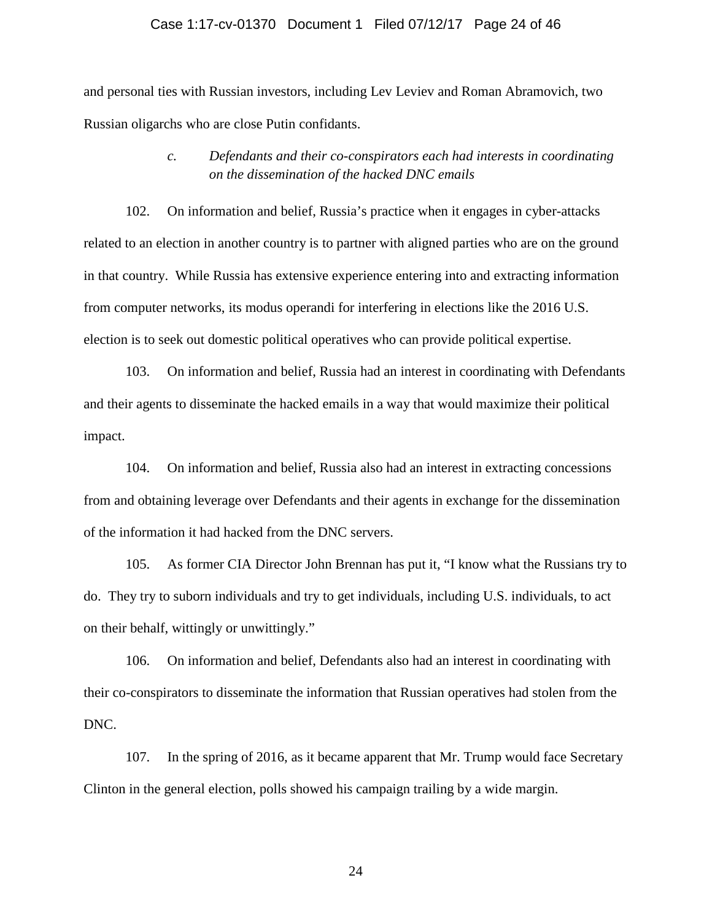and personal ties with Russian investors, including Lev Leviev and Roman Abramovich, two Russian oligarchs who are close Putin confidants.

*c. Defendants and their co-conspirators each had interests in coordinating on the dissemination of the hacked DNC emails*

102. On information and belief, Russia's practice when it engages in cyber-attacks related to an election in another country is to partner with aligned parties who are on the ground in that country. While Russia has extensive experience entering into and extracting information from computer networks, its modus operandi for interfering in elections like the 2016 U.S. election is to seek out domestic political operatives who can provide political expertise.

103. On information and belief, Russia had an interest in coordinating with Defendants and their agents to disseminate the hacked emails in a way that would maximize their political impact.

104. On information and belief, Russia also had an interest in extracting concessions from and obtaining leverage over Defendants and their agents in exchange for the dissemination of the information it had hacked from the DNC servers.

105. As former CIA Director John Brennan has put it, "I know what the Russians try to do. They try to suborn individuals and try to get individuals, including U.S. individuals, to act on their behalf, wittingly or unwittingly."

106. On information and belief, Defendants also had an interest in coordinating with their co-conspirators to disseminate the information that Russian operatives had stolen from the DNC.

107. In the spring of 2016, as it became apparent that Mr. Trump would face Secretary Clinton in the general election, polls showed his campaign trailing by a wide margin.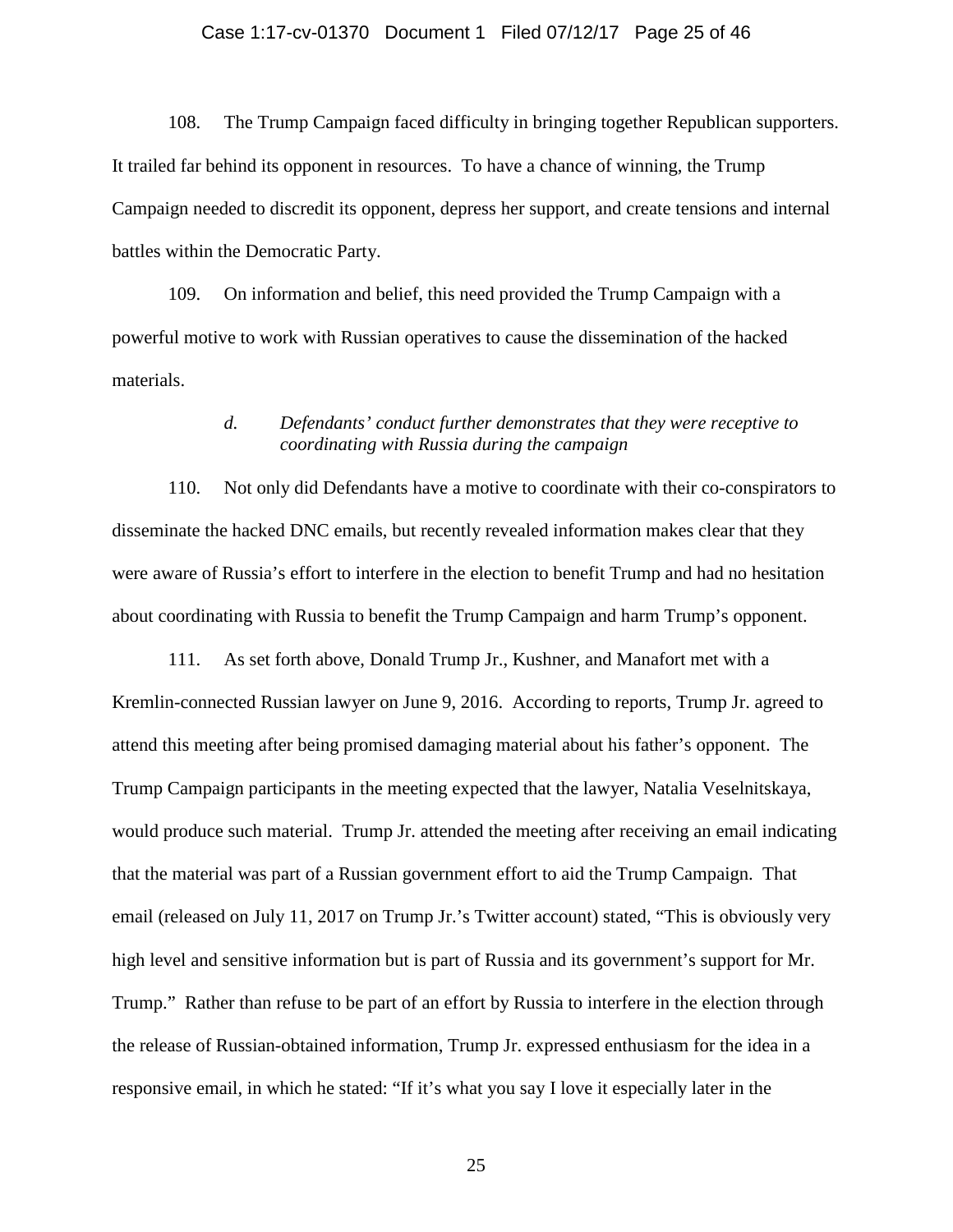108. The Trump Campaign faced difficulty in bringing together Republican supporters. It trailed far behind its opponent in resources. To have a chance of winning, the Trump Campaign needed to discredit its opponent, depress her support, and create tensions and internal battles within the Democratic Party.

109. On information and belief, this need provided the Trump Campaign with a powerful motive to work with Russian operatives to cause the dissemination of the hacked materials.

> *d. Defendants' conduct further demonstrates that they were receptive to coordinating with Russia during the campaign*

110. Not only did Defendants have a motive to coordinate with their co-conspirators to disseminate the hacked DNC emails, but recently revealed information makes clear that they were aware of Russia's effort to interfere in the election to benefit Trump and had no hesitation about coordinating with Russia to benefit the Trump Campaign and harm Trump's opponent.

111. As set forth above, Donald Trump Jr., Kushner, and Manafort met with a Kremlin-connected Russian lawyer on June 9, 2016. According to reports, Trump Jr. agreed to attend this meeting after being promised damaging material about his father's opponent. The Trump Campaign participants in the meeting expected that the lawyer, Natalia Veselnitskaya, would produce such material. Trump Jr. attended the meeting after receiving an email indicating that the material was part of a Russian government effort to aid the Trump Campaign. That email (released on July 11, 2017 on Trump Jr.'s Twitter account) stated, "This is obviously very high level and sensitive information but is part of Russia and its government's support for Mr. Trump." Rather than refuse to be part of an effort by Russia to interfere in the election through the release of Russian-obtained information, Trump Jr. expressed enthusiasm for the idea in a responsive email, in which he stated: "If it's what you say I love it especially later in the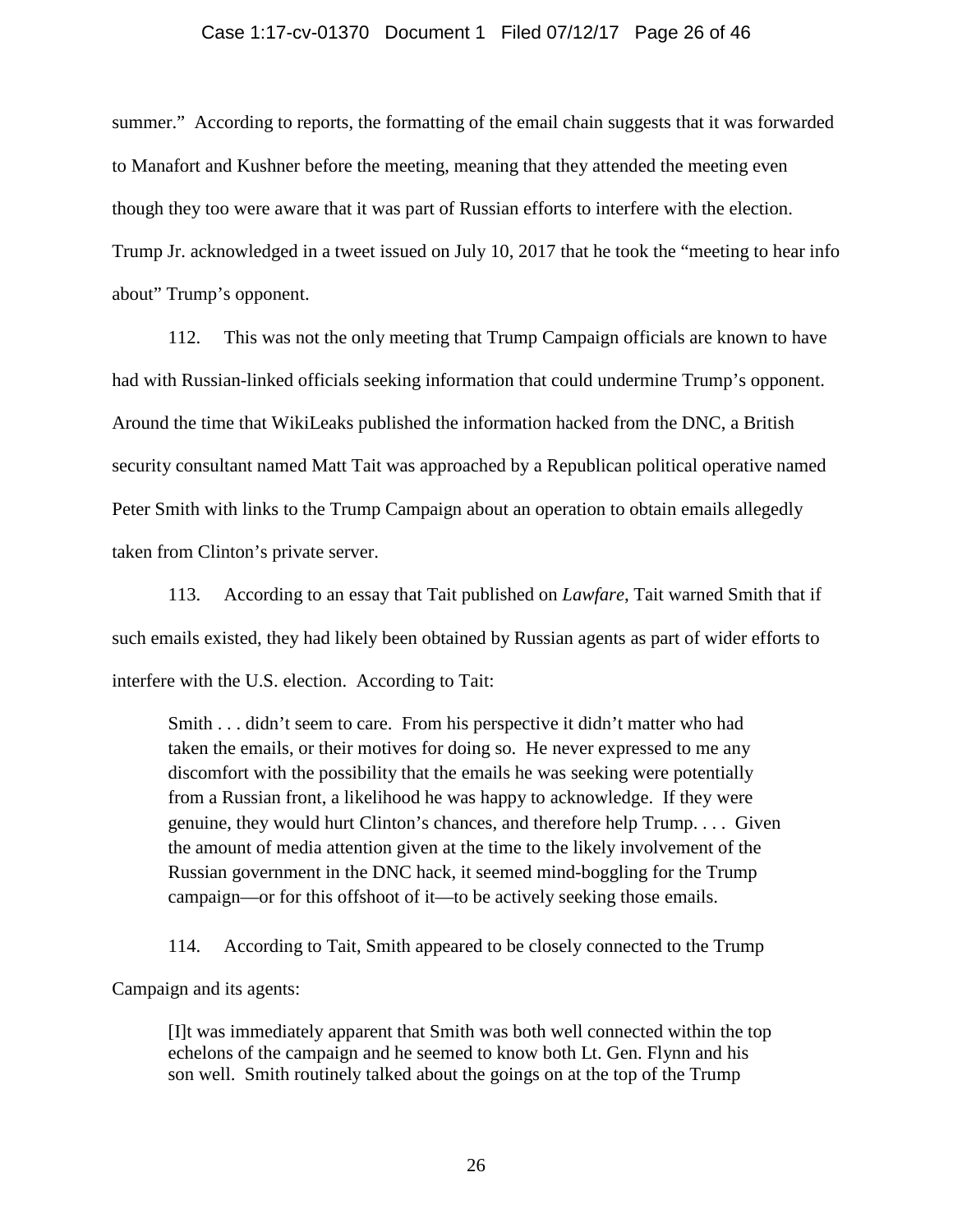summer." According to reports, the formatting of the email chain suggests that it was forwarded to Manafort and Kushner before the meeting, meaning that they attended the meeting even though they too were aware that it was part of Russian efforts to interfere with the election. Trump Jr. acknowledged in a tweet issued on July 10, 2017 that he took the "meeting to hear info about" Trump's opponent.

112. This was not the only meeting that Trump Campaign officials are known to have had with Russian-linked officials seeking information that could undermine Trump's opponent. Around the time that WikiLeaks published the information hacked from the DNC, a British security consultant named Matt Tait was approached by a Republican political operative named Peter Smith with links to the Trump Campaign about an operation to obtain emails allegedly taken from Clinton's private server.

113. According to an essay that Tait published on *Lawfare*, Tait warned Smith that if such emails existed, they had likely been obtained by Russian agents as part of wider efforts to interfere with the U.S. election. According to Tait:

> Smith . . . didn't seem to care. From his perspective it didn't matter who had taken the emails, or their motives for doing so. He never expressed to me any discomfort with the possibility that the emails he was seeking were potentially from a Russian front, a likelihood he was happy to acknowledge. If they were genuine, they would hurt Clinton's chances, and therefore help Trump. . . . Given the amount of media attention given at the time to the likely involvement of the Russian government in the DNC hack, it seemed mind-boggling for the Trump campaign—or for this offshoot of it—to be actively seeking those emails.

114. According to Tait, Smith appeared to be closely connected to the Trump Campaign and its agents:

> [I]t was immediately apparent that Smith was both well connected within the top echelons of the campaign and he seemed to know both Lt. Gen. Flynn and his son well. Smith routinely talked about the goings on at the top of the Trump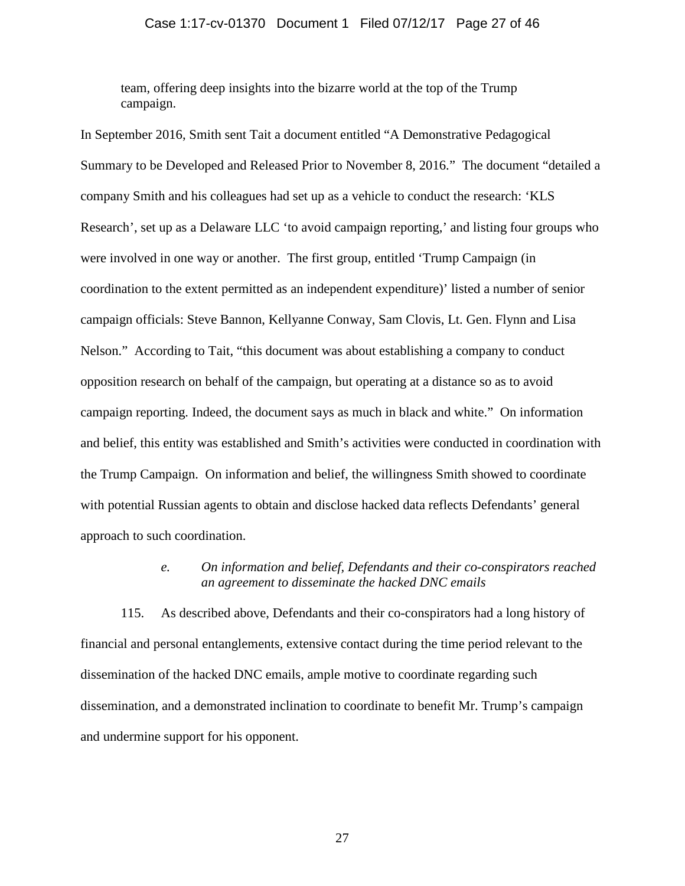team, offering deep insights into the bizarre world at the top of the Trump campaign.

In September 2016, Smith sent Tait a document entitled "A Demonstrative Pedagogical Summary to be Developed and Released Prior to November 8, 2016." The document "detailed a company Smith and his colleagues had set up as a vehicle to conduct the research: 'KLS Research', set up as a Delaware LLC 'to avoid campaign reporting,' and listing four groups who were involved in one way or another. The first group, entitled 'Trump Campaign (in coordination to the extent permitted as an independent expenditure)' listed a number of senior campaign officials: Steve Bannon, Kellyanne Conway, Sam Clovis, Lt. Gen. Flynn and Lisa Nelson." According to Tait, "this document was about establishing a company to conduct opposition research on behalf of the campaign, but operating at a distance so as to avoid campaign reporting. Indeed, the document says as much in black and white." On information and belief, this entity was established and Smith's activities were conducted in coordination with the Trump Campaign. On information and belief, the willingness Smith showed to coordinate with potential Russian agents to obtain and disclose hacked data reflects Defendants' general approach to such coordination.

*e. On information and belief, Defendants and their co-conspirators reached an agreement to disseminate the hacked DNC emails*

115. As described above, Defendants and their co-conspirators had a long history of financial and personal entanglements, extensive contact during the time period relevant to the dissemination of the hacked DNC emails, ample motive to coordinate regarding such dissemination, and a demonstrated inclination to coordinate to benefit Mr. Trump's campaign and undermine support for his opponent.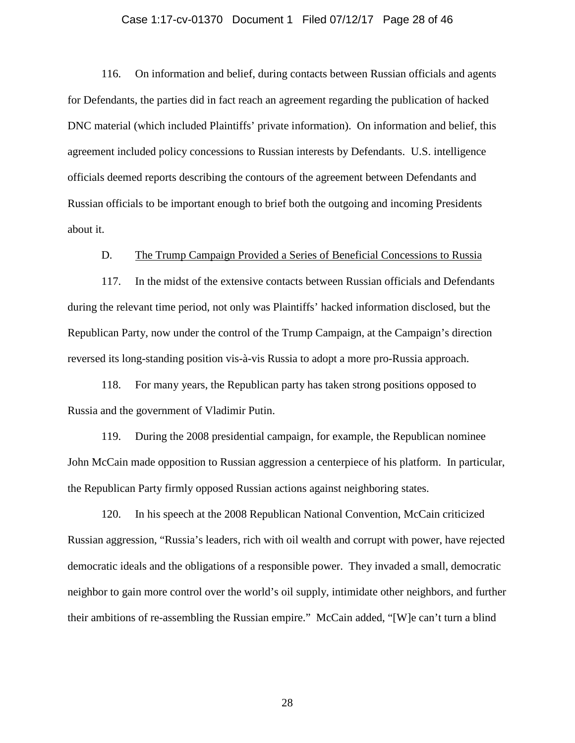116. On information and belief, during contacts between Russian officials and agents for Defendants, the parties did in fact reach an agreement regarding the publication of hacked DNC material (which included Plaintiffs' private information). On information and belief, this agreement included policy concessions to Russian interests by Defendants. U.S. intelligence officials deemed reports describing the contours of the agreement between Defendants and Russian officials to be important enough to brief both the outgoing and incoming Presidents about it.

D. <u>The Trump Campaign Provided a Series of Beneficial Concessions to Russia</u>

117. In the midst of the extensive contacts between Russian officials and Defendants during the relevant time period, not only was Plaintiffs' hacked information disclosed, but the Republican Party, now under the control of the Trump Campaign, at the Campaign's direction reversed its long-standing position vis-à-vis Russia to adopt a more pro-Russia approach.

118. For many years, the Republican party has taken strong positions opposed to Russia and the government of Vladimir Putin.

119. During the 2008 presidential campaign, for example, the Republican nominee John McCain made opposition to Russian aggression a centerpiece of his platform. In particular, the Republican Party firmly opposed Russian actions against neighboring states.

120. In his speech at the 2008 Republican National Convention, McCain criticized Russian aggression, "Russia's leaders, rich with oil wealth and corrupt with power, have rejected democratic ideals and the obligations of a responsible power. They invaded a small, democratic neighbor to gain more control over the world's oil supply, intimidate other neighbors, and further their ambitions of re-assembling the Russian empire." McCain added, "[W]e can't turn a blind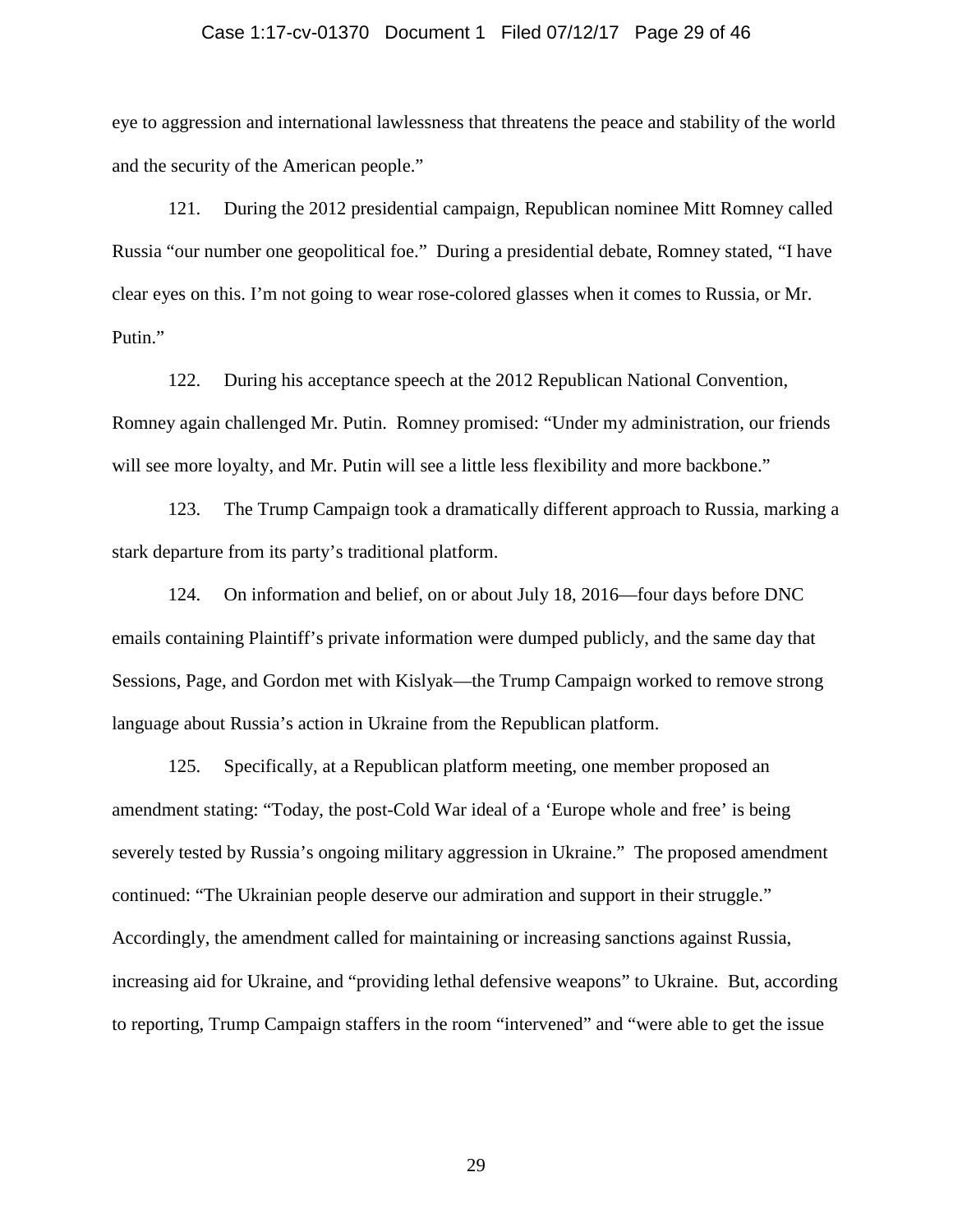eye to aggression and international lawlessness that threatens the peace and stability of the world and the security of the American people."

121. During the 2012 presidential campaign, Republican nominee Mitt Romney called Russia "our number one geopolitical foe." During a presidential debate, Romney stated, "I have clear eyes on this. I'm not going to wear rose-colored glasses when it comes to Russia, or Mr. Putin."

122. During his acceptance speech at the 2012 Republican National Convention, Romney again challenged Mr. Putin. Romney promised: "Under my administration, our friends will see more loyalty, and Mr. Putin will see a little less flexibility and more backbone."

123. The Trump Campaign took a dramatically different approach to Russia, marking a stark departure from its party's traditional platform.

124. On information and belief, on or about July 18, 2016—four days before DNC emails containing Plaintiff's private information were dumped publicly, and the same day that Sessions, Page, and Gordon met with Kislyak—the Trump Campaign worked to remove strong language about Russia's action in Ukraine from the Republican platform.

125. Specifically, at a Republican platform meeting, one member proposed an amendment stating: "Today, the post-Cold War ideal of a 'Europe whole and free' is being severely tested by Russia's ongoing military aggression in Ukraine." The proposed amendment continued: "The Ukrainian people deserve our admiration and support in their struggle." Accordingly, the amendment called for maintaining or increasing sanctions against Russia, increasing aid for Ukraine, and "providing lethal defensive weapons" to Ukraine. But, according to reporting, Trump Campaign staffers in the room "intervened" and "were able to get the issue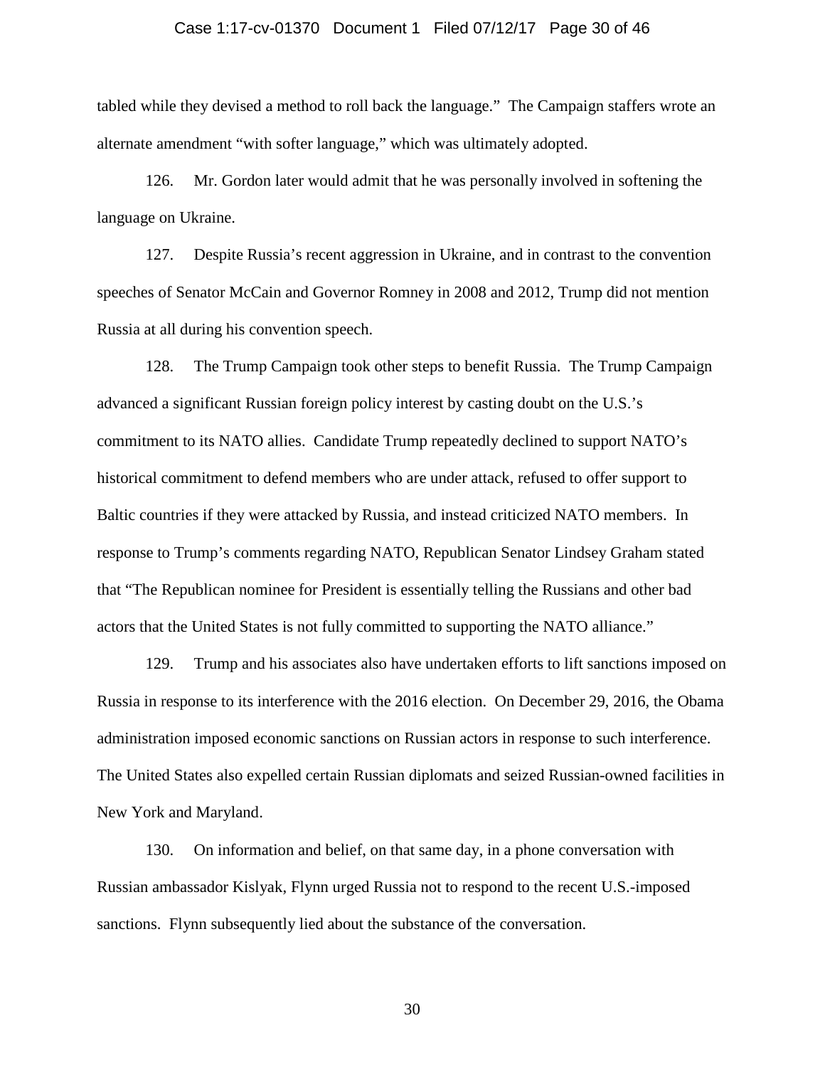tabled while they devised a method to roll back the language." The Campaign staffers wrote an alternate amendment "with softer language," which was ultimately adopted.

126. Mr. Gordon later would admit that he was personally involved in softening the language on Ukraine.

127. Despite Russia's recent aggression in Ukraine, and in contrast to the convention speeches of Senator McCain and Governor Romney in 2008 and 2012, Trump did not mention Russia at all during his convention speech.

128. The Trump Campaign took other steps to benefit Russia. The Trump Campaign advanced a significant Russian foreign policy interest by casting doubt on the U.S.'s commitment to its NATO allies. Candidate Trump repeatedly declined to support NATO's historical commitment to defend members who are under attack, refused to offer support to Baltic countries if they were attacked by Russia, and instead criticized NATO members. In response to Trump's comments regarding NATO, Republican Senator Lindsey Graham stated that "The Republican nominee for President is essentially telling the Russians and other bad actors that the United States is not fully committed to supporting the NATO alliance."

129. Trump and his associates also have undertaken efforts to lift sanctions imposed on Russia in response to its interference with the 2016 election. On December 29, 2016, the Obama administration imposed economic sanctions on Russian actors in response to such interference. The United States also expelled certain Russian diplomats and seized Russian-owned facilities in New York and Maryland.

130. On information and belief, on that same day, in a phone conversation with Russian ambassador Kislyak, Flynn urged Russia not to respond to the recent U.S.-imposed sanctions. Flynn subsequently lied about the substance of the conversation.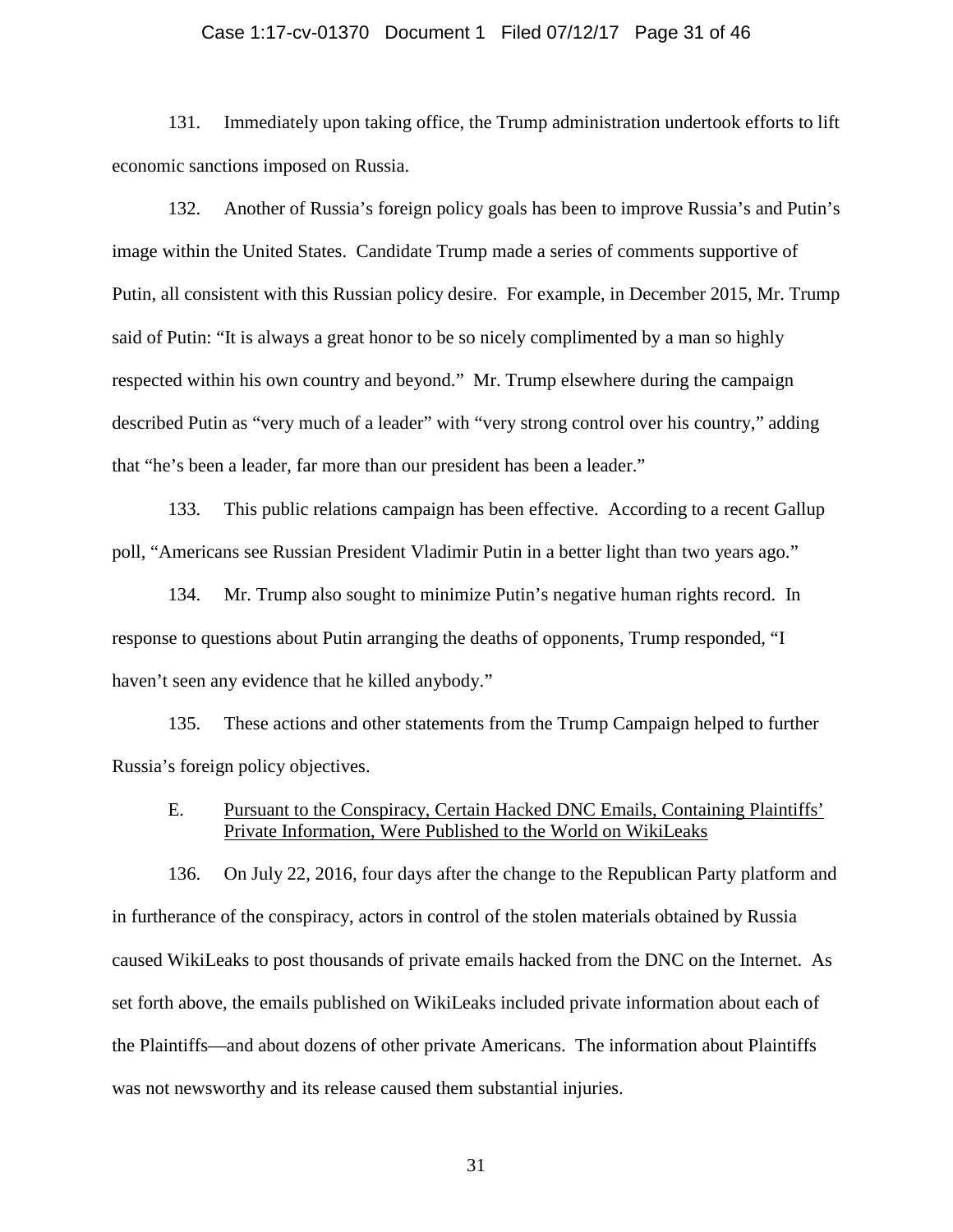131. Immediately upon taking office, the Trump administration undertook efforts to lift economic sanctions imposed on Russia.

132. Another of Russia's foreign policy goals has been to improve Russia's and Putin's image within the United States. Candidate Trump made a series of comments supportive of Putin, all consistent with this Russian policy desire. For example, in December 2015, Mr. Trump said of Putin: "It is always a great honor to be so nicely complimented by a man so highly respected within his own country and beyond." Mr. Trump elsewhere during the campaign described Putin as "very much of a leader" with "very strong control over his country," adding that "he's been a leader, far more than our president has been a leader."

133. This public relations campaign has been effective. According to a recent Gallup poll, "Americans see Russian President Vladimir Putin in a better light than two years ago."

134. Mr. Trump also sought to minimize Putin's negative human rights record. In response to questions about Putin arranging the deaths of opponents, Trump responded, "I haven't seen any evidence that he killed anybody."

135. These actions and other statements from the Trump Campaign helped to further Russia's foreign policy objectives.

E. Pursuant to the Conspiracy, Certain Hacked DNC Emails, Containing Plaintiffs' Private Information, Were Published to the World on WikiLeaks

136. On July 22, 2016, four days after the change to the Republican Party platform and in furtherance of the conspiracy, actors in control of the stolen materials obtained by Russia caused WikiLeaks to post thousands of private emails hacked from the DNC on the Internet. As set forth above, the emails published on WikiLeaks included private information about each of the Plaintiffs—and about dozens of other private Americans. The information about Plaintiffs was not newsworthy and its release caused them substantial injuries.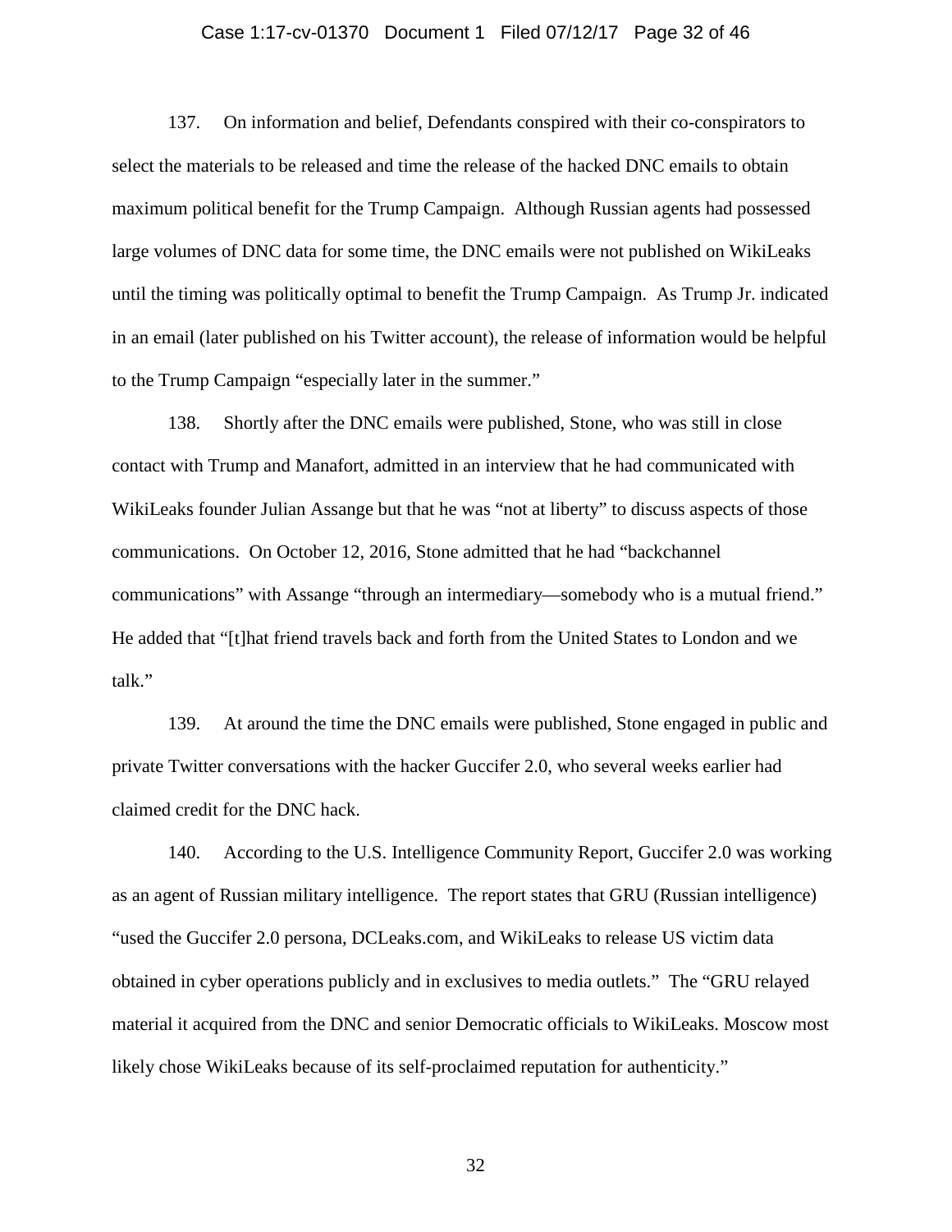137. On information and belief, Defendants conspired with their co-conspirators to select the materials to be released and time the release of the hacked DNC emails to obtain maximum political benefit for the Trump Campaign. Although Russian agents had possessed large volumes of DNC data for some time, the DNC emails were not published on WikiLeaks until the timing was politically optimal to benefit the Trump Campaign. As Trump Jr. indicated in an email (later published on his Twitter account), the release of information would be helpful to the Trump Campaign "especially later in the summer."

138. Shortly after the DNC emails were published, Stone, who was still in close contact with Trump and Manafort, admitted in an interview that he had communicated with WikiLeaks founder Julian Assange but that he was "not at liberty" to discuss aspects of those communications. On October 12, 2016, Stone admitted that he had "backchannel communications" with Assange "through an intermediary—somebody who is a mutual friend." He added that "[t]hat friend travels back and forth from the United States to London and we talk."

139. At around the time the DNC emails were published, Stone engaged in public and private Twitter conversations with the hacker Guccifer 2.0, who several weeks earlier had claimed credit for the DNC hack.

140. According to the U.S. Intelligence Community Report, Guccifer 2.0 was working as an agent of Russian military intelligence. The report states that GRU (Russian intelligence) "used the Guccifer 2.0 persona, DCLeaks.com, and WikiLeaks to release US victim data obtained in cyber operations publicly and in exclusives to media outlets." The "GRU relayed material it acquired from the DNC and senior Democratic officials to WikiLeaks. Moscow most likely chose WikiLeaks because of its self-proclaimed reputation for authenticity."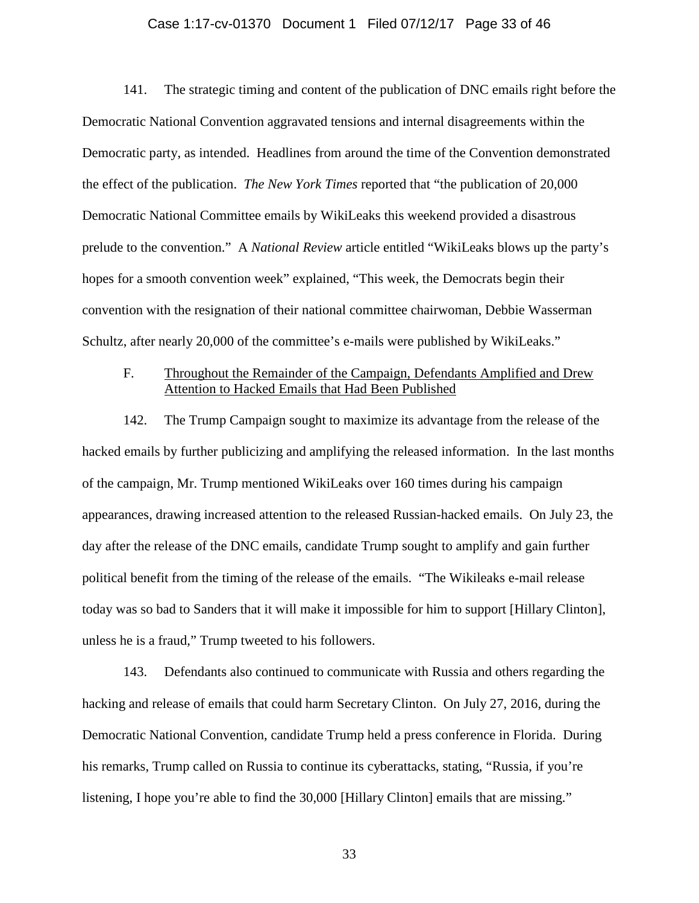141. The strategic timing and content of the publication of DNC emails right before the Democratic National Convention aggravated tensions and internal disagreements within the Democratic party, as intended. Headlines from around the time of the Convention demonstrated the effect of the publication. *The New York Times* reported that "the publication of 20,000 Democratic National Committee emails by WikiLeaks this weekend provided a disastrous prelude to the convention." A *National Review* article entitled "WikiLeaks blows up the party's hopes for a smooth convention week" explained, "This week, the Democrats begin their convention with the resignation of their national committee chairwoman, Debbie Wasserman Schultz, after nearly 20,000 of the committee's e-mails were published by WikiLeaks."

F. Throughout the Remainder of the Campaign, Defendants Amplified and Drew Attention to Hacked Emails that Had Been Published

142. The Trump Campaign sought to maximize its advantage from the release of the hacked emails by further publicizing and amplifying the released information. In the last months of the campaign, Mr. Trump mentioned WikiLeaks over 160 times during his campaign appearances, drawing increased attention to the released Russian-hacked emails. On July 23, the day after the release of the DNC emails, candidate Trump sought to amplify and gain further political benefit from the timing of the release of the emails. "The Wikileaks e-mail release today was so bad to Sanders that it will make it impossible for him to support [Hillary Clinton], unless he is a fraud," Trump tweeted to his followers.

143. Defendants also continued to communicate with Russia and others regarding the hacking and release of emails that could harm Secretary Clinton. On July 27, 2016, during the Democratic National Convention, candidate Trump held a press conference in Florida. During his remarks, Trump called on Russia to continue its cyberattacks, stating, "Russia, if you're listening, I hope you're able to find the 30,000 [Hillary Clinton] emails that are missing."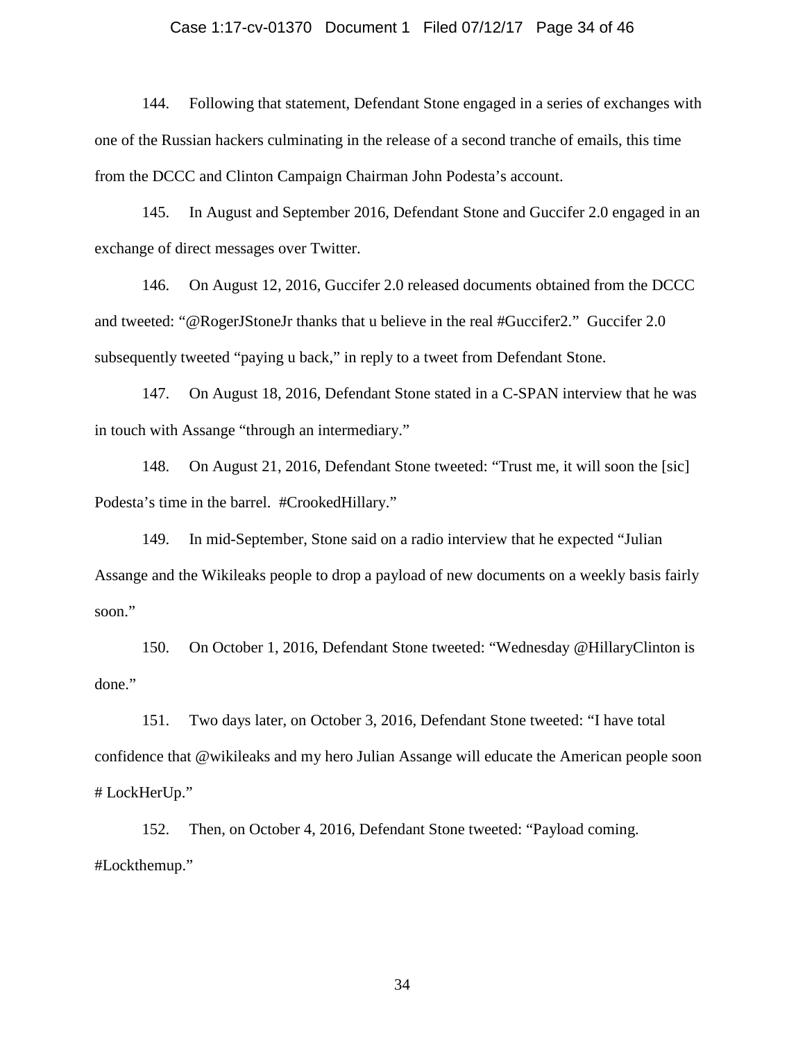144. Following that statement, Defendant Stone engaged in a series of exchanges with one of the Russian hackers culminating in the release of a second tranche of emails, this time from the DCCC and Clinton Campaign Chairman John Podesta's account.

145. In August and September 2016, Defendant Stone and Guccifer 2.0 engaged in an exchange of direct messages over Twitter.

146. On August 12, 2016, Guccifer 2.0 released documents obtained from the DCCC and tweeted: "@RogerJStoneJr thanks that u believe in the real #Guccifer2." Guccifer 2.0 subsequently tweeted "paying u back," in reply to a tweet from Defendant Stone.

147. On August 18, 2016, Defendant Stone stated in a C-SPAN interview that he was in touch with Assange "through an intermediary."

148. On August 21, 2016, Defendant Stone tweeted: "Trust me, it will soon the [sic] Podesta's time in the barrel. #CrookedHillary."

149. In mid-September, Stone said on a radio interview that he expected "Julian Assange and the Wikileaks people to drop a payload of new documents on a weekly basis fairly soon."

150. On October 1, 2016, Defendant Stone tweeted: "Wednesday @HillaryClinton is done."

151. Two days later, on October 3, 2016, Defendant Stone tweeted: "I have total confidence that @wikileaks and my hero Julian Assange will educate the American people soon # LockHerUp."

152. Then, on October 4, 2016, Defendant Stone tweeted: "Payload coming. #Lockthemup."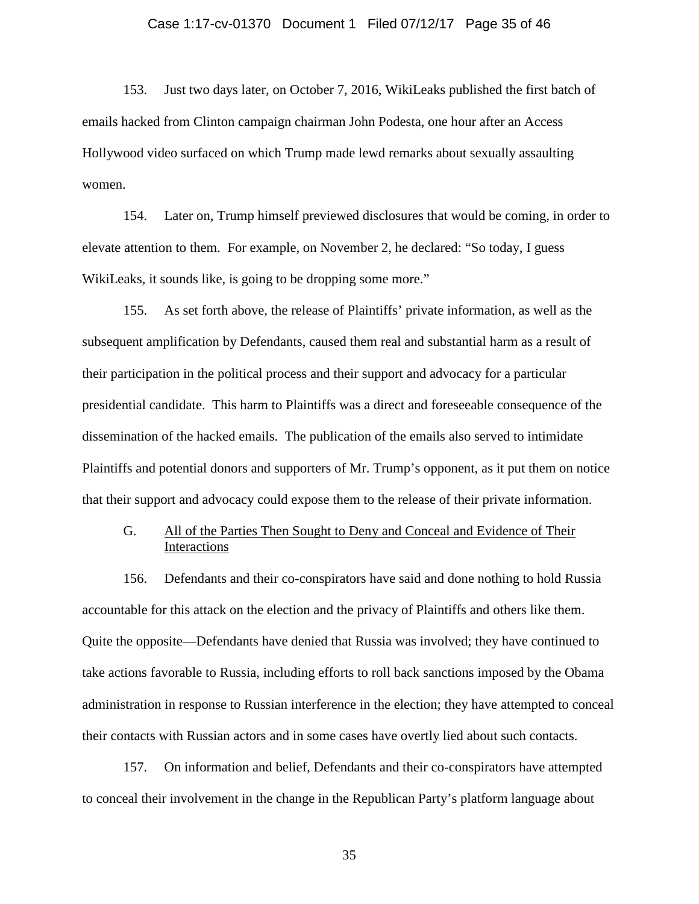153. Just two days later, on October 7, 2016, WikiLeaks published the first batch of emails hacked from Clinton campaign chairman John Podesta, one hour after an Access Hollywood video surfaced on which Trump made lewd remarks about sexually assaulting women.

154. Later on, Trump himself previewed disclosures that would be coming, in order to elevate attention to them. For example, on November 2, he declared: "So today, I guess WikiLeaks, it sounds like, is going to be dropping some more."

155. As set forth above, the release of Plaintiffs' private information, as well as the subsequent amplification by Defendants, caused them real and substantial harm as a result of their participation in the political process and their support and advocacy for a particular presidential candidate. This harm to Plaintiffs was a direct and foreseeable consequence of the dissemination of the hacked emails. The publication of the emails also served to intimidate Plaintiffs and potential donors and supporters of Mr. Trump's opponent, as it put them on notice that their support and advocacy could expose them to the release of their private information.

### G. <u>All of the Parties Then Sought to Deny and Conceal and Evidence of Their Interactions</u>

156. Defendants and their co-conspirators have said and done nothing to hold Russia accountable for this attack on the election and the privacy of Plaintiffs and others like them. Quite the opposite—Defendants have denied that Russia was involved; they have continued to take actions favorable to Russia, including efforts to roll back sanctions imposed by the Obama administration in response to Russian interference in the election; they have attempted to conceal their contacts with Russian actors and in some cases have overtly lied about such contacts.

157. On information and belief, Defendants and their co-conspirators have attempted to conceal their involvement in the change in the Republican Party's platform language about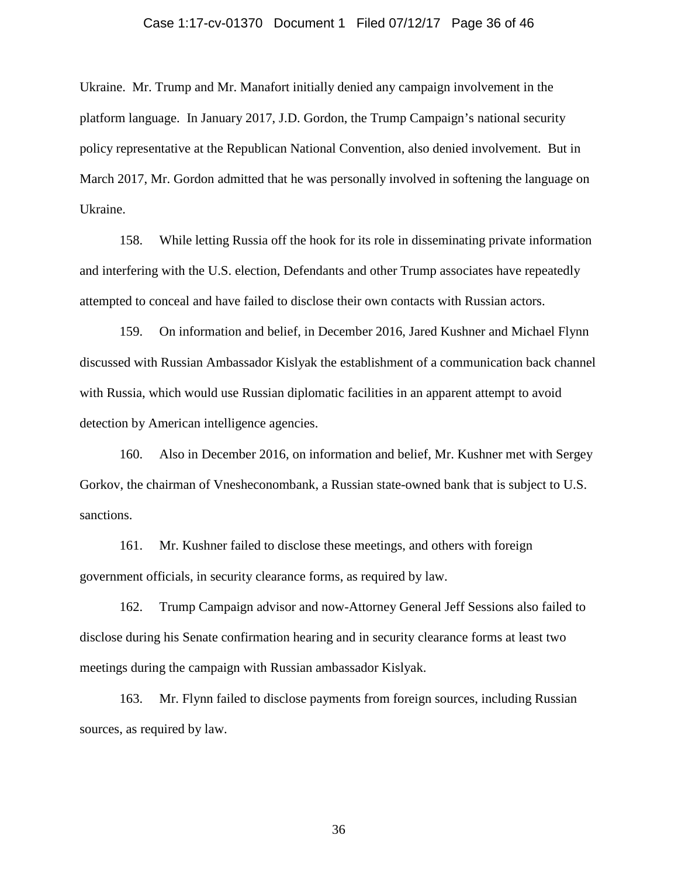Ukraine. Mr. Trump and Mr. Manafort initially denied any campaign involvement in the platform language. In January 2017, J.D. Gordon, the Trump Campaign's national security policy representative at the Republican National Convention, also denied involvement. But in March 2017, Mr. Gordon admitted that he was personally involved in softening the language on Ukraine.

158. While letting Russia off the hook for its role in disseminating private information and interfering with the U.S. election, Defendants and other Trump associates have repeatedly attempted to conceal and have failed to disclose their own contacts with Russian actors.

159. On information and belief, in December 2016, Jared Kushner and Michael Flynn discussed with Russian Ambassador Kislyak the establishment of a communication back channel with Russia, which would use Russian diplomatic facilities in an apparent attempt to avoid detection by American intelligence agencies.

160. Also in December 2016, on information and belief, Mr. Kushner met with Sergey Gorkov, the chairman of Vnesheconombank, a Russian state-owned bank that is subject to U.S. sanctions.

161. Mr. Kushner failed to disclose these meetings, and others with foreign government officials, in security clearance forms, as required by law.

162. Trump Campaign advisor and now-Attorney General Jeff Sessions also failed to disclose during his Senate confirmation hearing and in security clearance forms at least two meetings during the campaign with Russian ambassador Kislyak.

163. Mr. Flynn failed to disclose payments from foreign sources, including Russian sources, as required by law.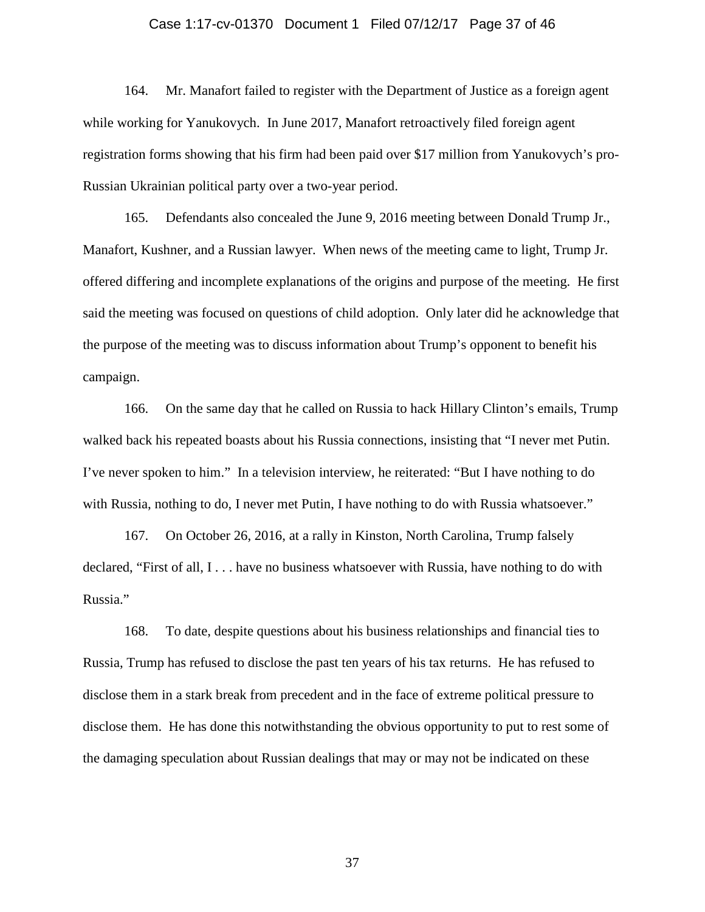164. Mr. Manafort failed to register with the Department of Justice as a foreign agent while working for Yanukovych. In June 2017, Manafort retroactively filed foreign agent registration forms showing that his firm had been paid over $17 million from Yanukovych's pro-Russian Ukrainian political party over a two-year period.

165. Defendants also concealed the June 9, 2016 meeting between Donald Trump Jr., Manafort, Kushner, and a Russian lawyer. When news of the meeting came to light, Trump Jr. offered differing and incomplete explanations of the origins and purpose of the meeting. He first said the meeting was focused on questions of child adoption. Only later did he acknowledge that the purpose of the meeting was to discuss information about Trump's opponent to benefit his campaign.

166. On the same day that he called on Russia to hack Hillary Clinton's emails, Trump walked back his repeated boasts about his Russia connections, insisting that "I never met Putin. I've never spoken to him." In a television interview, he reiterated: "But I have nothing to do with Russia, nothing to do, I never met Putin, I have nothing to do with Russia whatsoever."

167. On October 26, 2016, at a rally in Kinston, North Carolina, Trump falsely declared, "First of all, I . . . have no business whatsoever with Russia, have nothing to do with Russia."

168. To date, despite questions about his business relationships and financial ties to Russia, Trump has refused to disclose the past ten years of his tax returns. He has refused to disclose them in a stark break from precedent and in the face of extreme political pressure to disclose them. He has done this notwithstanding the obvious opportunity to put to rest some of the damaging speculation about Russian dealings that may or may not be indicated on these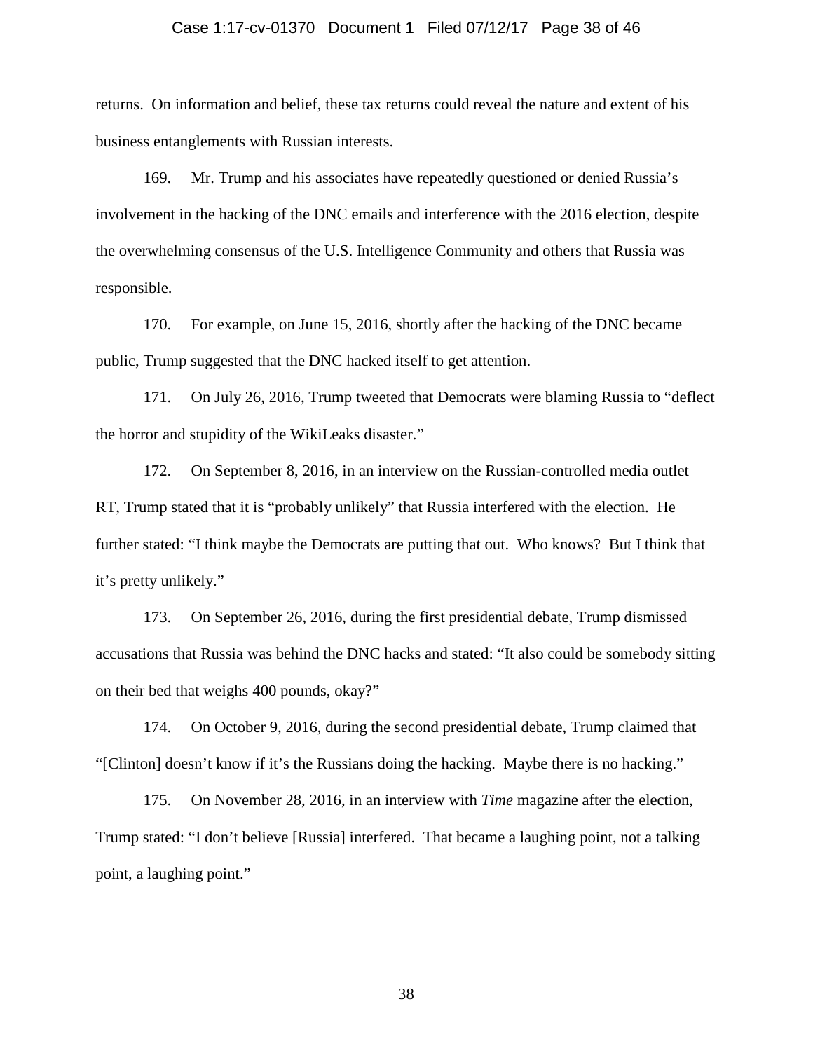returns. On information and belief, these tax returns could reveal the nature and extent of his business entanglements with Russian interests.

169. Mr. Trump and his associates have repeatedly questioned or denied Russia's involvement in the hacking of the DNC emails and interference with the 2016 election, despite the overwhelming consensus of the U.S. Intelligence Community and others that Russia was responsible.

170. For example, on June 15, 2016, shortly after the hacking of the DNC became public, Trump suggested that the DNC hacked itself to get attention.

171. On July 26, 2016, Trump tweeted that Democrats were blaming Russia to "deflect the horror and stupidity of the WikiLeaks disaster."

172. On September 8, 2016, in an interview on the Russian-controlled media outlet RT, Trump stated that it is "probably unlikely" that Russia interfered with the election. He further stated: "I think maybe the Democrats are putting that out. Who knows? But I think that it's pretty unlikely."

173. On September 26, 2016, during the first presidential debate, Trump dismissed accusations that Russia was behind the DNC hacks and stated: "It also could be somebody sitting on their bed that weighs 400 pounds, okay?"

174. On October 9, 2016, during the second presidential debate, Trump claimed that "[Clinton] doesn't know if it's the Russians doing the hacking. Maybe there is no hacking."

175. On November 28, 2016, in an interview with *Time* magazine after the election, Trump stated: "I don't believe [Russia] interfered. That became a laughing point, not a talking point, a laughing point."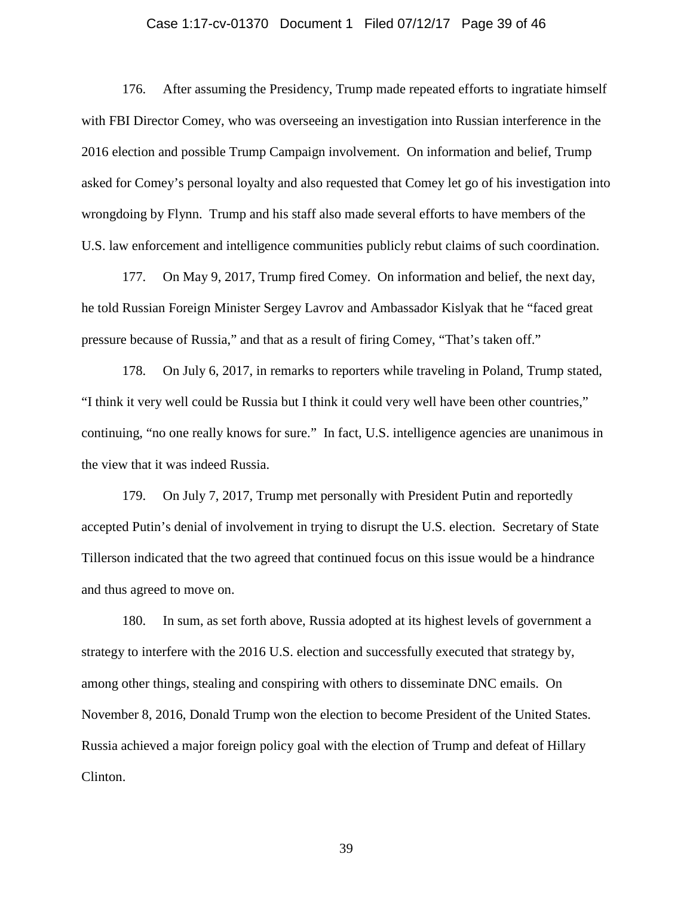176. After assuming the Presidency, Trump made repeated efforts to ingratiate himself with FBI Director Comey, who was overseeing an investigation into Russian interference in the 2016 election and possible Trump Campaign involvement. On information and belief, Trump asked for Comey's personal loyalty and also requested that Comey let go of his investigation into wrongdoing by Flynn. Trump and his staff also made several efforts to have members of the U.S. law enforcement and intelligence communities publicly rebut claims of such coordination.

177. On May 9, 2017, Trump fired Comey. On information and belief, the next day, he told Russian Foreign Minister Sergey Lavrov and Ambassador Kislyak that he "faced great pressure because of Russia," and that as a result of firing Comey, "That's taken off."

178. On July 6, 2017, in remarks to reporters while traveling in Poland, Trump stated, "I think it very well could be Russia but I think it could very well have been other countries," continuing, "no one really knows for sure." In fact, U.S. intelligence agencies are unanimous in the view that it was indeed Russia.

179. On July 7, 2017, Trump met personally with President Putin and reportedly accepted Putin's denial of involvement in trying to disrupt the U.S. election. Secretary of State Tillerson indicated that the two agreed that continued focus on this issue would be a hindrance and thus agreed to move on.

180. In sum, as set forth above, Russia adopted at its highest levels of government a strategy to interfere with the 2016 U.S. election and successfully executed that strategy by, among other things, stealing and conspiring with others to disseminate DNC emails. On November 8, 2016, Donald Trump won the election to become President of the United States. Russia achieved a major foreign policy goal with the election of Trump and defeat of Hillary Clinton.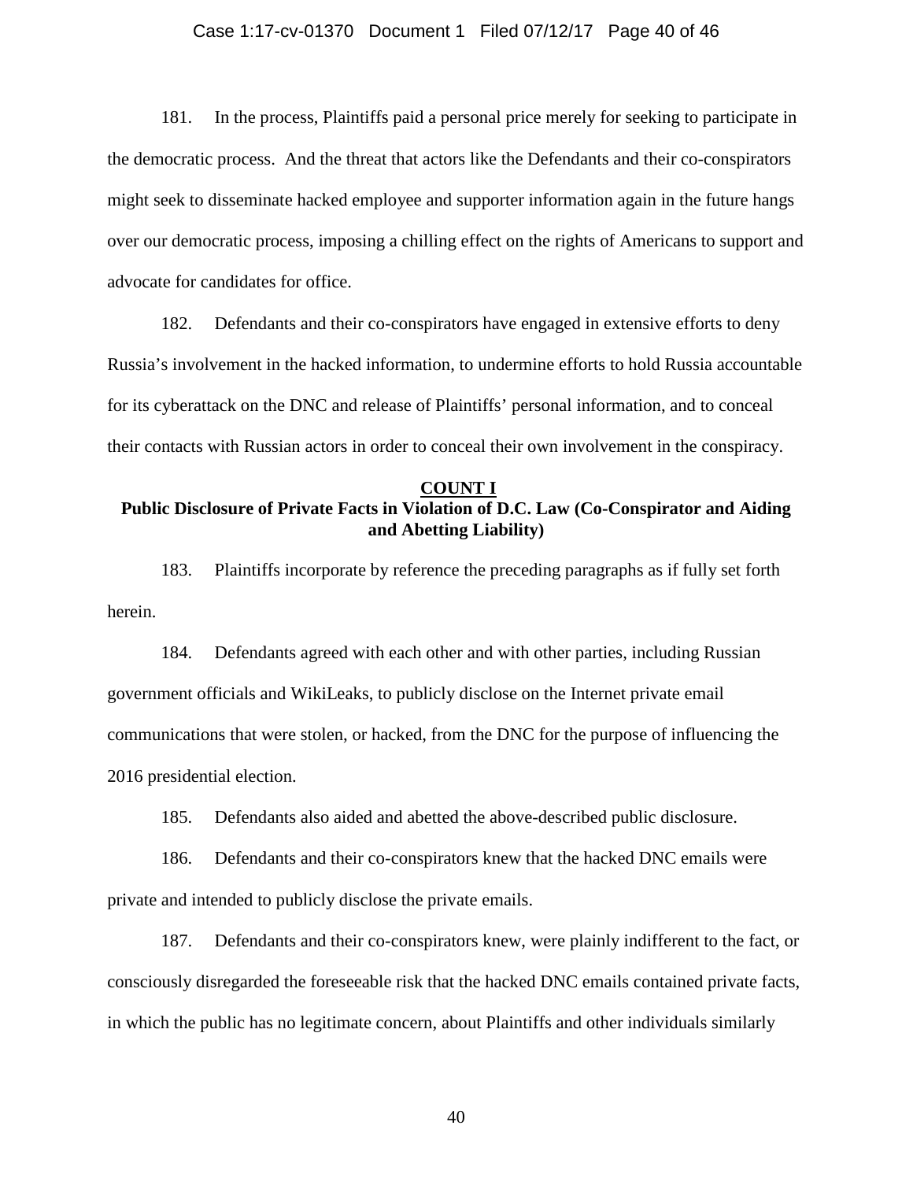181. In the process, Plaintiffs paid a personal price merely for seeking to participate in the democratic process. And the threat that actors like the Defendants and their co-conspirators might seek to disseminate hacked employee and supporter information again in the future hangs over our democratic process, imposing a chilling effect on the rights of Americans to support and advocate for candidates for office.

182. Defendants and their co-conspirators have engaged in extensive efforts to deny Russia's involvement in the hacked information, to undermine efforts to hold Russia accountable for its cyberattack on the DNC and release of Plaintiffs' personal information, and to conceal their contacts with Russian actors in order to conceal their own involvement in the conspiracy.

## COUNT I
## Public Disclosure of Private Facts in Violation of D.C. Law (Co-Conspirator and Aiding and Abetting Liability)

183. Plaintiffs incorporate by reference the preceding paragraphs as if fully set forth herein.

184. Defendants agreed with each other and with other parties, including Russian government officials and WikiLeaks, to publicly disclose on the Internet private email communications that were stolen, or hacked, from the DNC for the purpose of influencing the 2016 presidential election.

185. Defendants also aided and abetted the above-described public disclosure.

186. Defendants and their co-conspirators knew that the hacked DNC emails were private and intended to publicly disclose the private emails.

187. Defendants and their co-conspirators knew, were plainly indifferent to the fact, or consciously disregarded the foreseeable risk that the hacked DNC emails contained private facts, in which the public has no legitimate concern, about Plaintiffs and other individuals similarly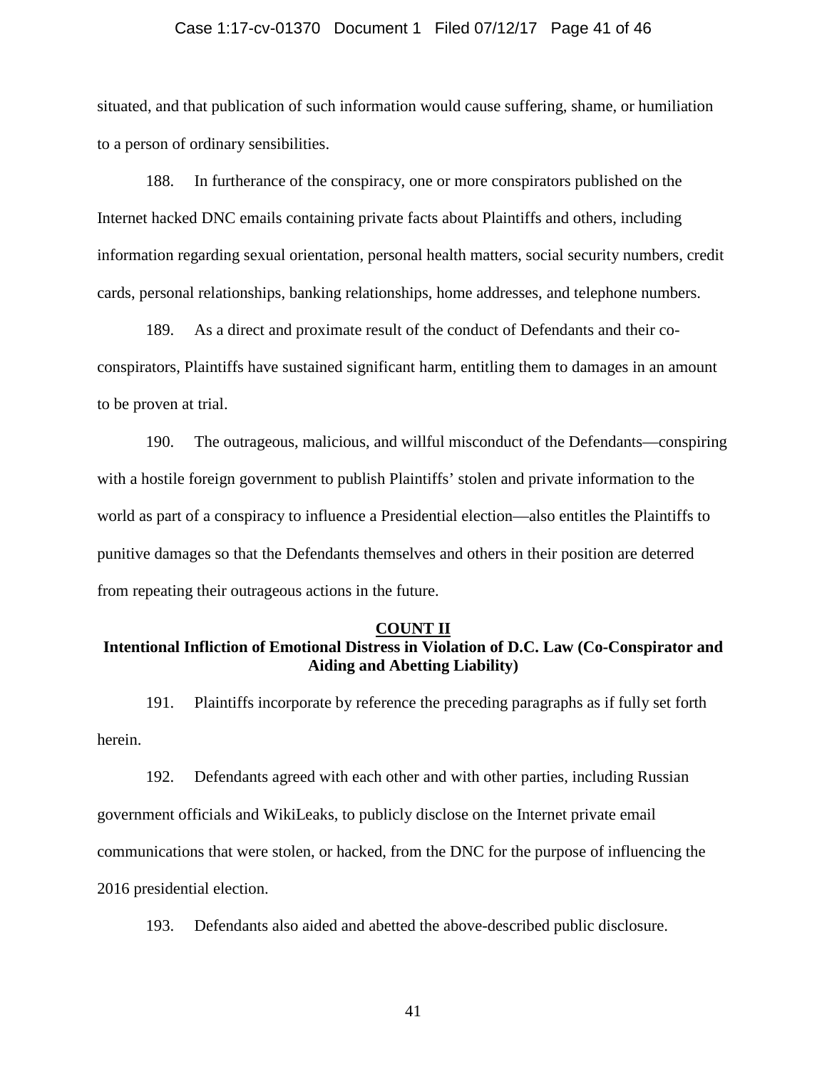situated, and that publication of such information would cause suffering, shame, or humiliation to a person of ordinary sensibilities.

188. In furtherance of the conspiracy, one or more conspirators published on the Internet hacked DNC emails containing private facts about Plaintiffs and others, including information regarding sexual orientation, personal health matters, social security numbers, credit cards, personal relationships, banking relationships, home addresses, and telephone numbers.

189. As a direct and proximate result of the conduct of Defendants and their co-conspirators, Plaintiffs have sustained significant harm, entitling them to damages in an amount to be proven at trial.

190. The outrageous, malicious, and willful misconduct of the Defendants—conspiring with a hostile foreign government to publish Plaintiffs' stolen and private information to the world as part of a conspiracy to influence a Presidential election—also entitles the Plaintiffs to punitive damages so that the Defendants themselves and others in their position are deterred from repeating their outrageous actions in the future.

## COUNT II
## Intentional Infliction of Emotional Distress in Violation of D.C. Law (Co-Conspirator and Aiding and Abetting Liability)

191. Plaintiffs incorporate by reference the preceding paragraphs as if fully set forth herein.

192. Defendants agreed with each other and with other parties, including Russian government officials and WikiLeaks, to publicly disclose on the Internet private email communications that were stolen, or hacked, from the DNC for the purpose of influencing the 2016 presidential election.

193. Defendants also aided and abetted the above-described public disclosure.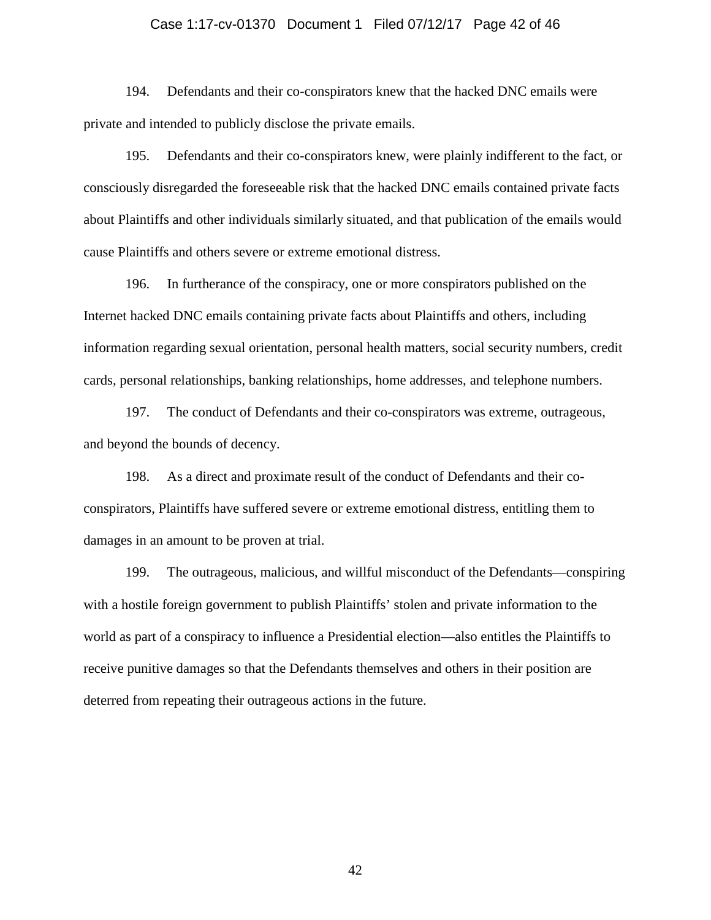194. Defendants and their co-conspirators knew that the hacked DNC emails were private and intended to publicly disclose the private emails.

195. Defendants and their co-conspirators knew, were plainly indifferent to the fact, or consciously disregarded the foreseeable risk that the hacked DNC emails contained private facts about Plaintiffs and other individuals similarly situated, and that publication of the emails would cause Plaintiffs and others severe or extreme emotional distress.

196. In furtherance of the conspiracy, one or more conspirators published on the Internet hacked DNC emails containing private facts about Plaintiffs and others, including information regarding sexual orientation, personal health matters, social security numbers, credit cards, personal relationships, banking relationships, home addresses, and telephone numbers.

197. The conduct of Defendants and their co-conspirators was extreme, outrageous, and beyond the bounds of decency.

198. As a direct and proximate result of the conduct of Defendants and their co-conspirators, Plaintiffs have suffered severe or extreme emotional distress, entitling them to damages in an amount to be proven at trial.

199. The outrageous, malicious, and willful misconduct of the Defendants—conspiring with a hostile foreign government to publish Plaintiffs' stolen and private information to the world as part of a conspiracy to influence a Presidential election—also entitles the Plaintiffs to receive punitive damages so that the Defendants themselves and others in their position are deterred from repeating their outrageous actions in the future.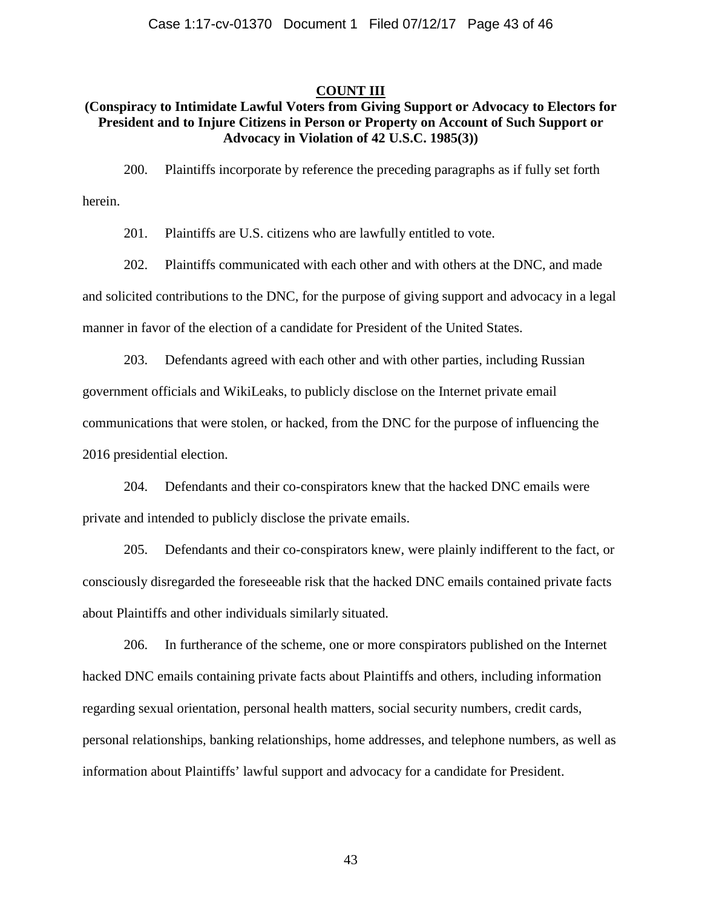## COUNT III

### (Conspiracy to Intimidate Lawful Voters from Giving Support or Advocacy to Electors for President and to Injure Citizens in Person or Property on Account of Such Support or Advocacy in Violation of 42 U.S.C. 1985(3))

200. Plaintiffs incorporate by reference the preceding paragraphs as if fully set forth herein.

201. Plaintiffs are U.S. citizens who are lawfully entitled to vote.

202. Plaintiffs communicated with each other and with others at the DNC, and made and solicited contributions to the DNC, for the purpose of giving support and advocacy in a legal manner in favor of the election of a candidate for President of the United States.

203. Defendants agreed with each other and with other parties, including Russian government officials and WikiLeaks, to publicly disclose on the Internet private email communications that were stolen, or hacked, from the DNC for the purpose of influencing the 2016 presidential election.

204. Defendants and their co-conspirators knew that the hacked DNC emails were private and intended to publicly disclose the private emails.

205. Defendants and their co-conspirators knew, were plainly indifferent to the fact, or consciously disregarded the foreseeable risk that the hacked DNC emails contained private facts about Plaintiffs and other individuals similarly situated.

206. In furtherance of the scheme, one or more conspirators published on the Internet hacked DNC emails containing private facts about Plaintiffs and others, including information regarding sexual orientation, personal health matters, social security numbers, credit cards, personal relationships, banking relationships, home addresses, and telephone numbers, as well as information about Plaintiffs' lawful support and advocacy for a candidate for President.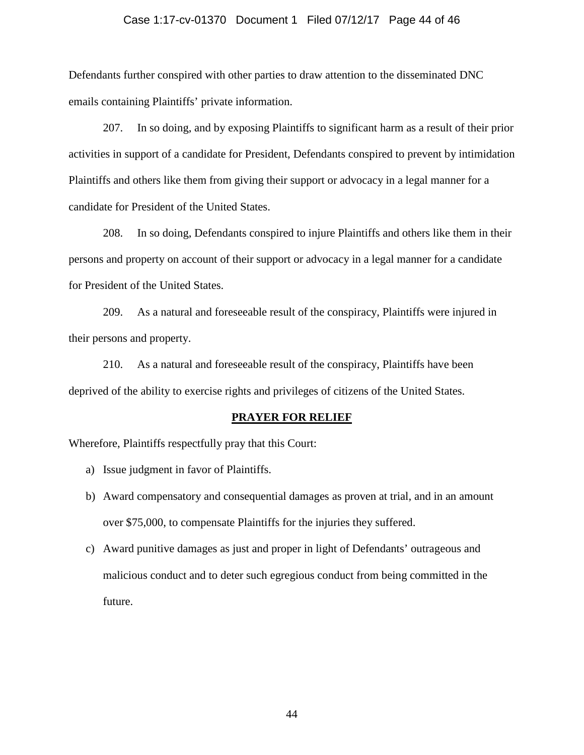Defendants further conspired with other parties to draw attention to the disseminated DNC emails containing Plaintiffs' private information.

207. In so doing, and by exposing Plaintiffs to significant harm as a result of their prior activities in support of a candidate for President, Defendants conspired to prevent by intimidation Plaintiffs and others like them from giving their support or advocacy in a legal manner for a candidate for President of the United States.

208. In so doing, Defendants conspired to injure Plaintiffs and others like them in their persons and property on account of their support or advocacy in a legal manner for a candidate for President of the United States.

209. As a natural and foreseeable result of the conspiracy, Plaintiffs were injured in their persons and property.

210. As a natural and foreseeable result of the conspiracy, Plaintiffs have been deprived of the ability to exercise rights and privileges of citizens of the United States.

## PRAYER FOR RELIEF

Wherefore, Plaintiffs respectfully pray that this Court:

a) Issue judgment in favor of Plaintiffs.

b) Award compensatory and consequential damages as proven at trial, and in an amount over $75,000, to compensate Plaintiffs for the injuries they suffered.

c) Award punitive damages as just and proper in light of Defendants' outrageous and malicious conduct and to deter such egregious conduct from being committed in the future.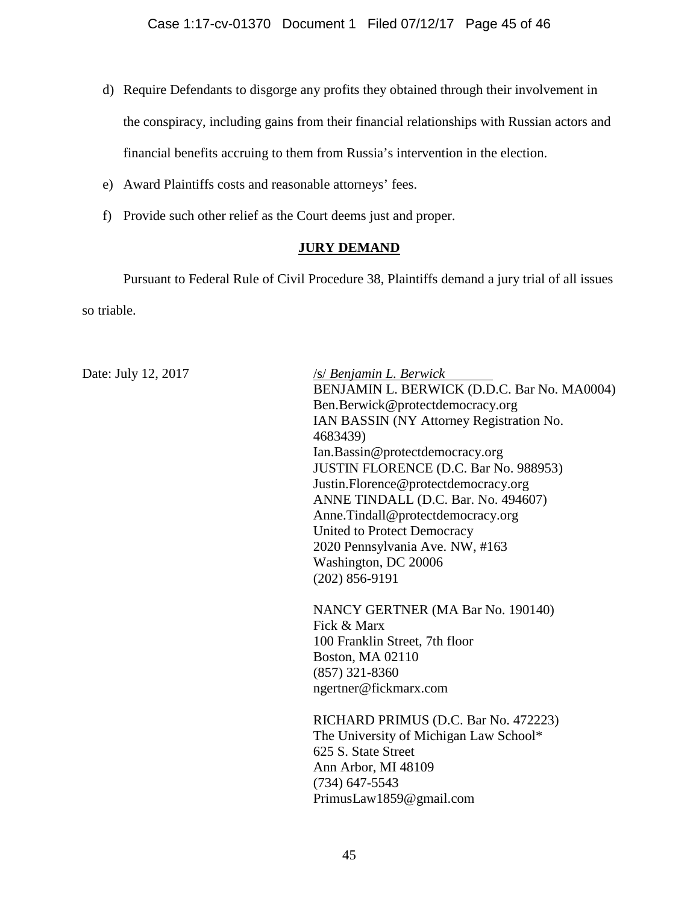d) Require Defendants to disgorge any profits they obtained through their involvement in the conspiracy, including gains from their financial relationships with Russian actors and financial benefits accruing to them from Russia's intervention in the election.

e) Award Plaintiffs costs and reasonable attorneys' fees.

f) Provide such other relief as the Court deems just and proper.

**JURY DEMAND**

Pursuant to Federal Rule of Civil Procedure 38, Plaintiffs demand a jury trial of all issues so triable.

Date: July 12, 2017

/s/ *Benjamin L. Berwick*
BENJAMIN L. BERWICK (D.D.C. Bar No. MA0004)
Ben.Berwick@protectdemocracy.org
IAN BASSIN (NY Attorney Registration No. 4683439)
Ian.Bassin@protectdemocracy.org
JUSTIN FLORENCE (D.C. Bar No. 988953)
Justin.Florence@protectdemocracy.org
ANNE TINDALL (D.C. Bar. No. 494607)
Anne.Tindall@protectdemocracy.org
United to Protect Democracy
2020 Pennsylvania Ave. NW, #163
Washington, DC 20006
(202) 856-9191

NANCY GERTNER (MA Bar No. 190140)
Fick & Marx
100 Franklin Street, 7th floor
Boston, MA 02110
(857) 321-8360
ngertner@fickmarx.com

RICHARD PRIMUS (D.C. Bar No. 472223)
The University of Michigan Law School*
625 S. State Street
Ann Arbor, MI 48109
(734) 647-5543
PrimusLaw1859@gmail.com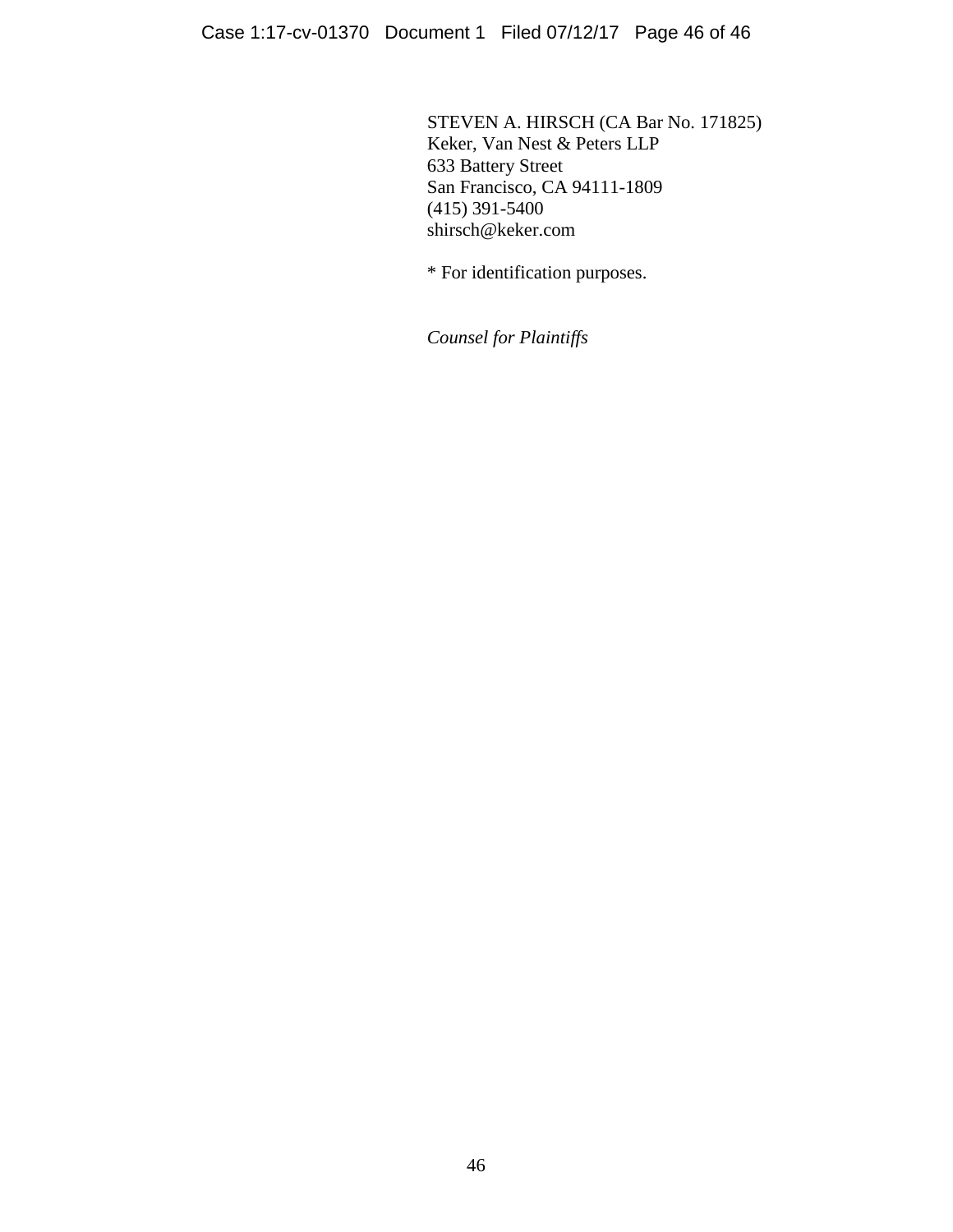STEVEN A. HIRSCH (CA Bar No. 171825)
Keker, Van Nest & Peters LLP
633 Battery Street
San Francisco, CA 94111-1809
(415) 391-5400
shirsch@keker.com

* For identification purposes.

*Counsel for Plaintiffs*